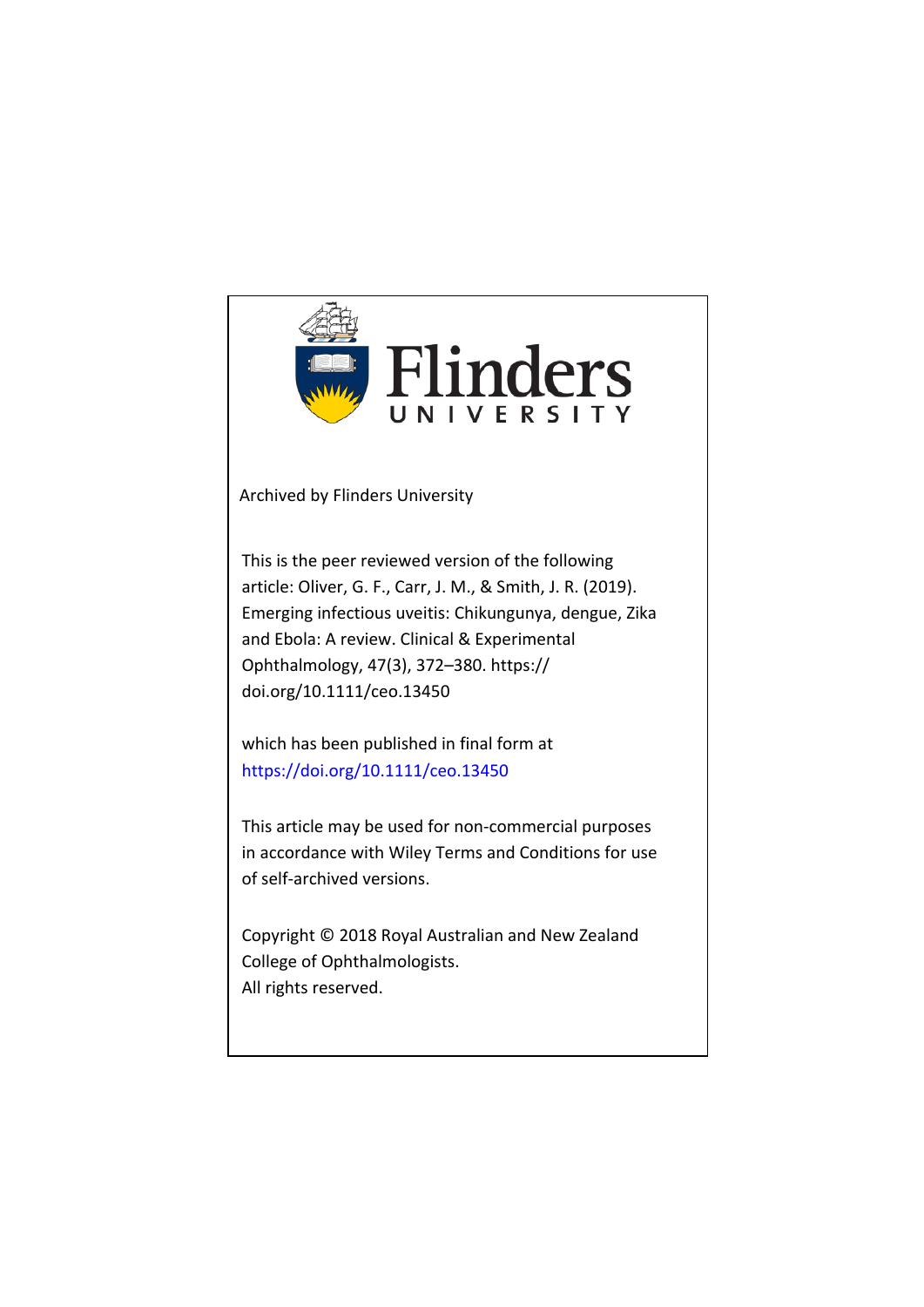Flinders UNIVERSITY

Archived by Flinders University

This is the peer reviewed version of the following article: Oliver, G. F., Carr, J. M., & Smith, J. R. (2019). Emerging infectious uveitis: Chikungunya, dengue, Zika and Ebola: A review. Clinical & Experimental Ophthalmology, 47(3), 372–380. https://doi.org/10.1111/ceo.13450

which has been published in final form at https://doi.org/10.1111/ceo.13450

This article may be used for non-commercial purposes in accordance with Wiley Terms and Conditions for use of self-archived versions.

Copyright © 2018 Royal Australian and New Zealand College of Ophthalmologists.
All rights reserved.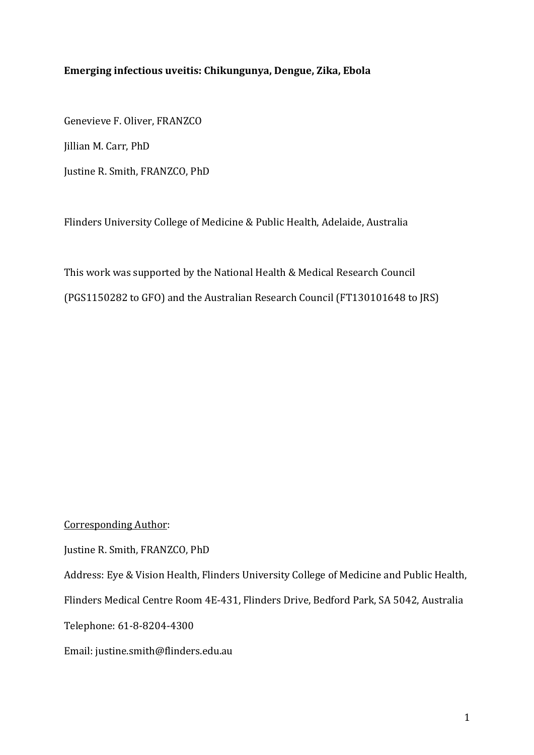**Emerging infectious uveitis: Chikungunya, Dengue, Zika, Ebola**

Genevieve F. Oliver, FRANZCO

Jillian M. Carr, PhD

Justine R. Smith, FRANZCO, PhD

Flinders University College of Medicine & Public Health, Adelaide, Australia

This work was supported by the National Health & Medical Research Council (PGS1150282 to GFO) and the Australian Research Council (FT130101648 to JRS)

<u>Corresponding Author</u>:

Justine R. Smith, FRANZCO, PhD

Address: Eye & Vision Health, Flinders University College of Medicine and Public Health, Flinders Medical Centre Room 4E-431, Flinders Drive, Bedford Park, SA 5042, Australia

Telephone: 61-8-8204-4300

Email: justine.smith@flinders.edu.au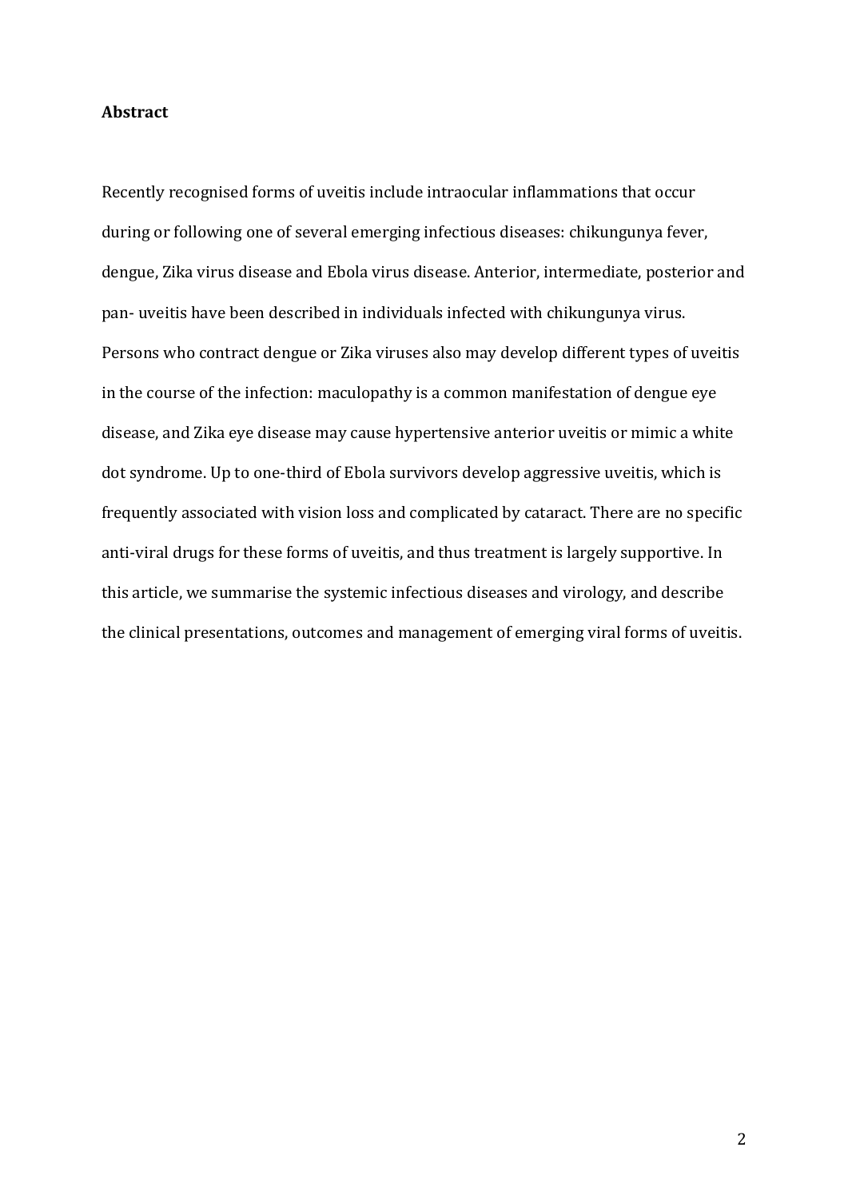**Abstract**

Recently recognised forms of uveitis include intraocular inflammations that occur during or following one of several emerging infectious diseases: chikungunya fever, dengue, Zika virus disease and Ebola virus disease. Anterior, intermediate, posterior and pan- uveitis have been described in individuals infected with chikungunya virus. Persons who contract dengue or Zika viruses also may develop different types of uveitis in the course of the infection: maculopathy is a common manifestation of dengue eye disease, and Zika eye disease may cause hypertensive anterior uveitis or mimic a white dot syndrome. Up to one-third of Ebola survivors develop aggressive uveitis, which is frequently associated with vision loss and complicated by cataract. There are no specific anti-viral drugs for these forms of uveitis, and thus treatment is largely supportive. In this article, we summarise the systemic infectious diseases and virology, and describe the clinical presentations, outcomes and management of emerging viral forms of uveitis.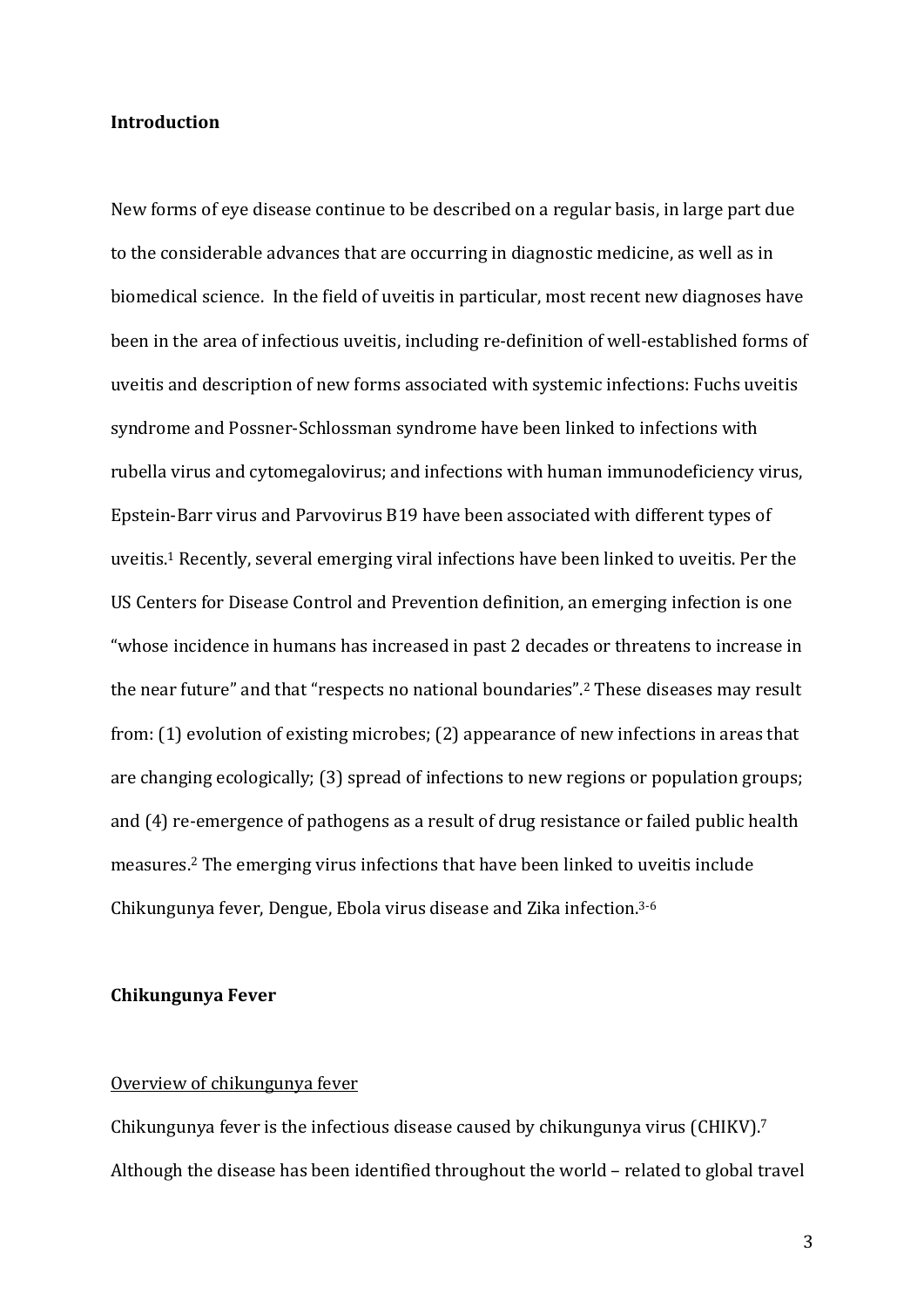## Introduction

New forms of eye disease continue to be described on a regular basis, in large part due to the considerable advances that are occurring in diagnostic medicine, as well as in biomedical science. In the field of uveitis in particular, most recent new diagnoses have been in the area of infectious uveitis, including re-definition of well-established forms of uveitis and description of new forms associated with systemic infections: Fuchs uveitis syndrome and Possner-Schlossman syndrome have been linked to infections with rubella virus and cytomegalovirus; and infections with human immunodeficiency virus, Epstein-Barr virus and Parvovirus B19 have been associated with different types of uveitis.[1] Recently, several emerging viral infections have been linked to uveitis. Per the US Centers for Disease Control and Prevention definition, an emerging infection is one "whose incidence in humans has increased in past 2 decades or threatens to increase in the near future" and that "respects no national boundaries".[2] These diseases may result from: (1) evolution of existing microbes; (2) appearance of new infections in areas that are changing ecologically; (3) spread of infections to new regions or population groups; and (4) re-emergence of pathogens as a result of drug resistance or failed public health measures.[2] The emerging virus infections that have been linked to uveitis include Chikungunya fever, Dengue, Ebola virus disease and Zika infection.[3-6]

## Chikungunya Fever

### Overview of chikungunya fever

Chikungunya fever is the infectious disease caused by chikungunya virus (CHIKV).[7] Although the disease has been identified throughout the world – related to global travel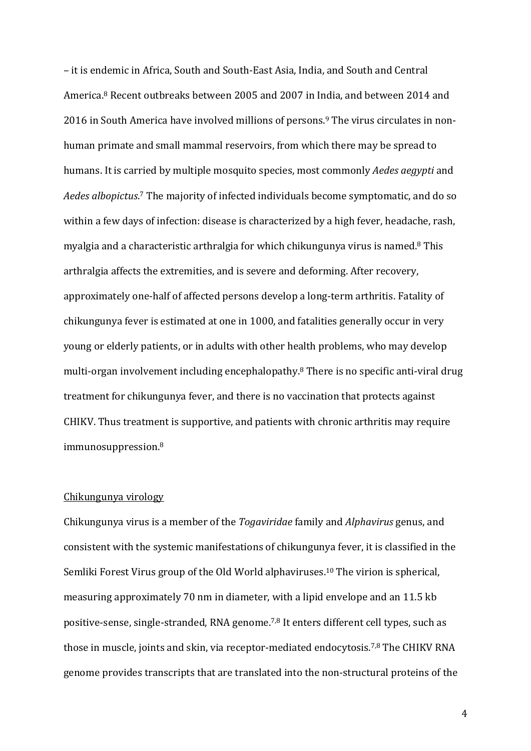– it is endemic in Africa, South and South-East Asia, India, and South and Central America.[8] Recent outbreaks between 2005 and 2007 in India, and between 2014 and 2016 in South America have involved millions of persons.[9] The virus circulates in non-human primate and small mammal reservoirs, from which there may be spread to humans. It is carried by multiple mosquito species, most commonly *Aedes aegypti* and *Aedes albopictus*.[7] The majority of infected individuals become symptomatic, and do so within a few days of infection: disease is characterized by a high fever, headache, rash, myalgia and a characteristic arthralgia for which chikungunya virus is named.[8] This arthralgia affects the extremities, and is severe and deforming. After recovery, approximately one-half of affected persons develop a long-term arthritis. Fatality of chikungunya fever is estimated at one in 1000, and fatalities generally occur in very young or elderly patients, or in adults with other health problems, who may develop multi-organ involvement including encephalopathy.[8] There is no specific anti-viral drug treatment for chikungunya fever, and there is no vaccination that protects against CHIKV. Thus treatment is supportive, and patients with chronic arthritis may require immunosuppression.[8]

<u>Chikungunya virology</u>

Chikungunya virus is a member of the *Togaviridae* family and *Alphavirus* genus, and consistent with the systemic manifestations of chikungunya fever, it is classified in the Semliki Forest Virus group of the Old World alphaviruses.[10] The virion is spherical, measuring approximately 70 nm in diameter, with a lipid envelope and an 11.5 kb positive-sense, single-stranded, RNA genome.[7,8] It enters different cell types, such as those in muscle, joints and skin, via receptor-mediated endocytosis.[7,8] The CHIKV RNA genome provides transcripts that are translated into the non-structural proteins of the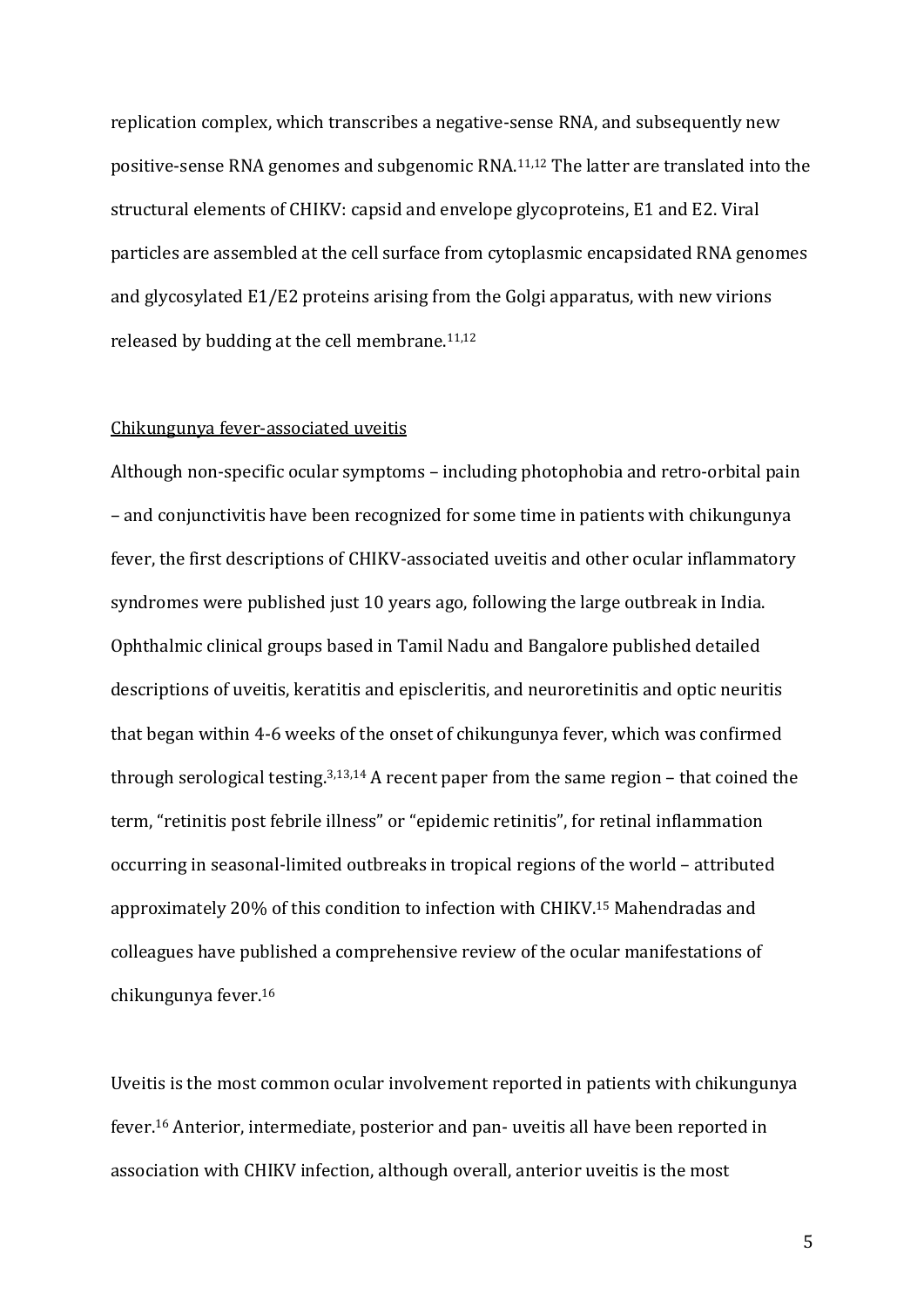replication complex, which transcribes a negative-sense RNA, and subsequently new positive-sense RNA genomes and subgenomic RNA.[11,12] The latter are translated into the structural elements of CHIKV: capsid and envelope glycoproteins, E1 and E2. Viral particles are assembled at the cell surface from cytoplasmic encapsidated RNA genomes and glycosylated E1/E2 proteins arising from the Golgi apparatus, with new virions released by budding at the cell membrane.[11,12]

## Chikungunya fever-associated uveitis

Although non-specific ocular symptoms – including photophobia and retro-orbital pain – and conjunctivitis have been recognized for some time in patients with chikungunya fever, the first descriptions of CHIKV-associated uveitis and other ocular inflammatory syndromes were published just 10 years ago, following the large outbreak in India. Ophthalmic clinical groups based in Tamil Nadu and Bangalore published detailed descriptions of uveitis, keratitis and episcleritis, and neuroretinitis and optic neuritis that began within 4-6 weeks of the onset of chikungunya fever, which was confirmed through serological testing.[3,13,14] A recent paper from the same region – that coined the term, "retinitis post febrile illness" or "epidemic retinitis", for retinal inflammation occurring in seasonal-limited outbreaks in tropical regions of the world – attributed approximately 20% of this condition to infection with CHIKV.[15] Mahendradas and colleagues have published a comprehensive review of the ocular manifestations of chikungunya fever.[16]

Uveitis is the most common ocular involvement reported in patients with chikungunya fever.[16] Anterior, intermediate, posterior and pan- uveitis all have been reported in association with CHIKV infection, although overall, anterior uveitis is the most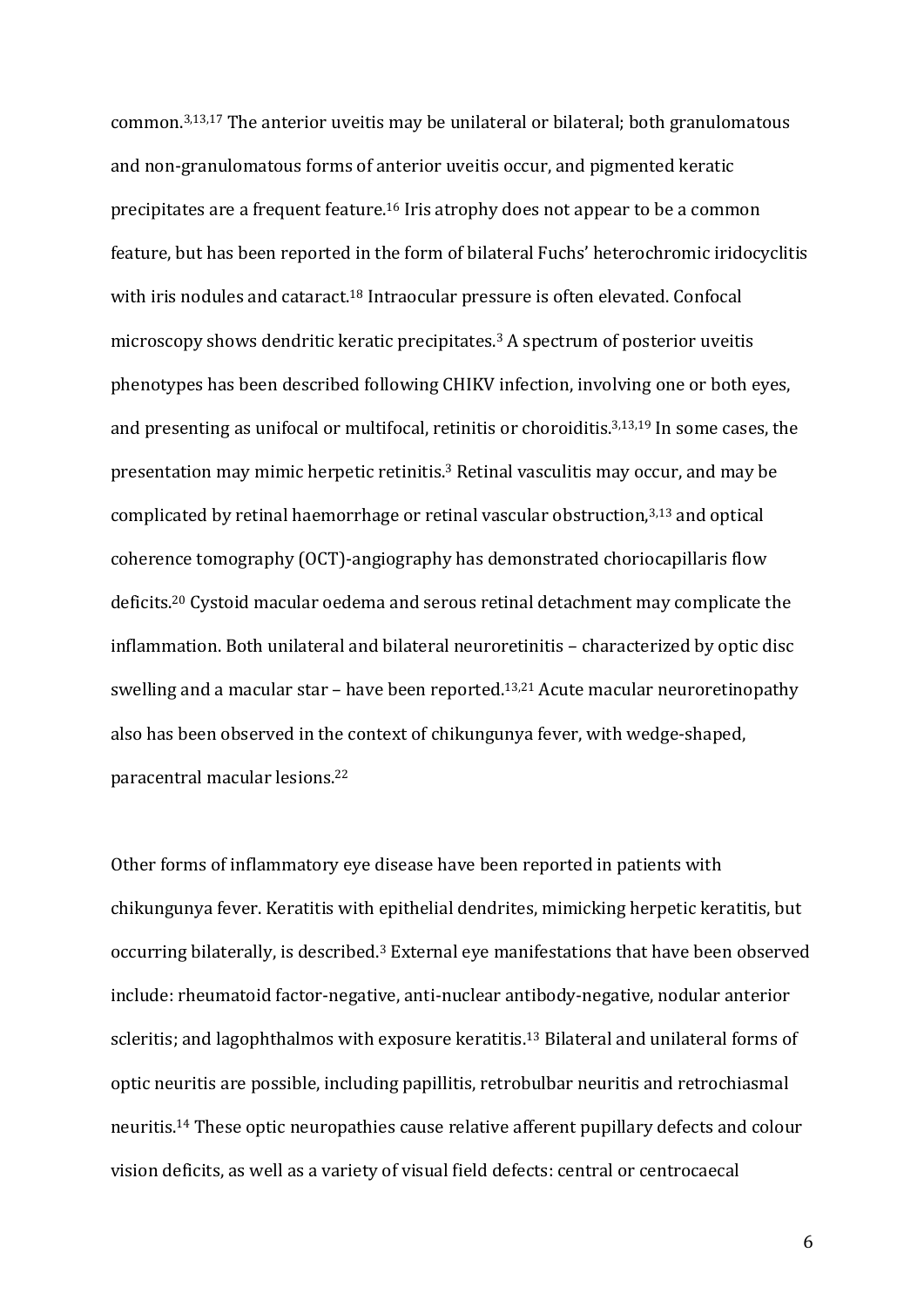common.[3,13,17] The anterior uveitis may be unilateral or bilateral; both granulomatous and non-granulomatous forms of anterior uveitis occur, and pigmented keratic precipitates are a frequent feature.[16] Iris atrophy does not appear to be a common feature, but has been reported in the form of bilateral Fuchs' heterochromic iridocyclitis with iris nodules and cataract.[18] Intraocular pressure is often elevated. Confocal microscopy shows dendritic keratic precipitates.[3] A spectrum of posterior uveitis phenotypes has been described following CHIKV infection, involving one or both eyes, and presenting as unifocal or multifocal, retinitis or choroiditis.[3,13,19] In some cases, the presentation may mimic herpetic retinitis.[3] Retinal vasculitis may occur, and may be complicated by retinal haemorrhage or retinal vascular obstruction,[3,13] and optical coherence tomography (OCT)-angiography has demonstrated choriocapillaris flow deficits.[20] Cystoid macular oedema and serous retinal detachment may complicate the inflammation. Both unilateral and bilateral neuroretinitis – characterized by optic disc swelling and a macular star – have been reported.[13,21] Acute macular neuroretinopathy also has been observed in the context of chikungunya fever, with wedge-shaped, paracentral macular lesions.[22]

Other forms of inflammatory eye disease have been reported in patients with chikungunya fever. Keratitis with epithelial dendrites, mimicking herpetic keratitis, but occurring bilaterally, is described.[3] External eye manifestations that have been observed include: rheumatoid factor-negative, anti-nuclear antibody-negative, nodular anterior scleritis; and lagophthalmos with exposure keratitis.[13] Bilateral and unilateral forms of optic neuritis are possible, including papillitis, retrobulbar neuritis and retrochiasmal neuritis.[14] These optic neuropathies cause relative afferent pupillary defects and colour vision deficits, as well as a variety of visual field defects: central or centrocaecal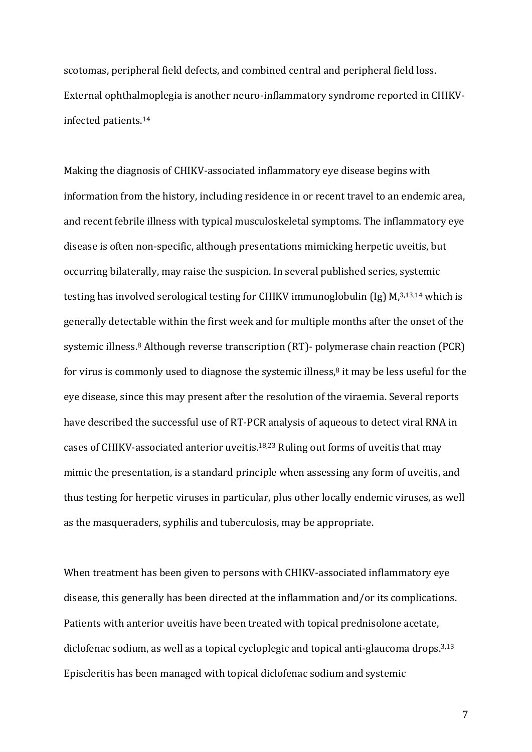scotomas, peripheral field defects, and combined central and peripheral field loss. External ophthalmoplegia is another neuro-inflammatory syndrome reported in CHIKV-infected patients.[14]

Making the diagnosis of CHIKV-associated inflammatory eye disease begins with information from the history, including residence in or recent travel to an endemic area, and recent febrile illness with typical musculoskeletal symptoms. The inflammatory eye disease is often non-specific, although presentations mimicking herpetic uveitis, but occurring bilaterally, may raise the suspicion. In several published series, systemic testing has involved serological testing for CHIKV immunoglobulin (Ig) M,[3,13,14] which is generally detectable within the first week and for multiple months after the onset of the systemic illness.[8] Although reverse transcription (RT)- polymerase chain reaction (PCR) for virus is commonly used to diagnose the systemic illness,[8] it may be less useful for the eye disease, since this may present after the resolution of the viraemia. Several reports have described the successful use of RT-PCR analysis of aqueous to detect viral RNA in cases of CHIKV-associated anterior uveitis.[18,23] Ruling out forms of uveitis that may mimic the presentation, is a standard principle when assessing any form of uveitis, and thus testing for herpetic viruses in particular, plus other locally endemic viruses, as well as the masqueraders, syphilis and tuberculosis, may be appropriate.

When treatment has been given to persons with CHIKV-associated inflammatory eye disease, this generally has been directed at the inflammation and/or its complications. Patients with anterior uveitis have been treated with topical prednisolone acetate, diclofenac sodium, as well as a topical cycloplegic and topical anti-glaucoma drops.[3,13] Episcleritis has been managed with topical diclofenac sodium and systemic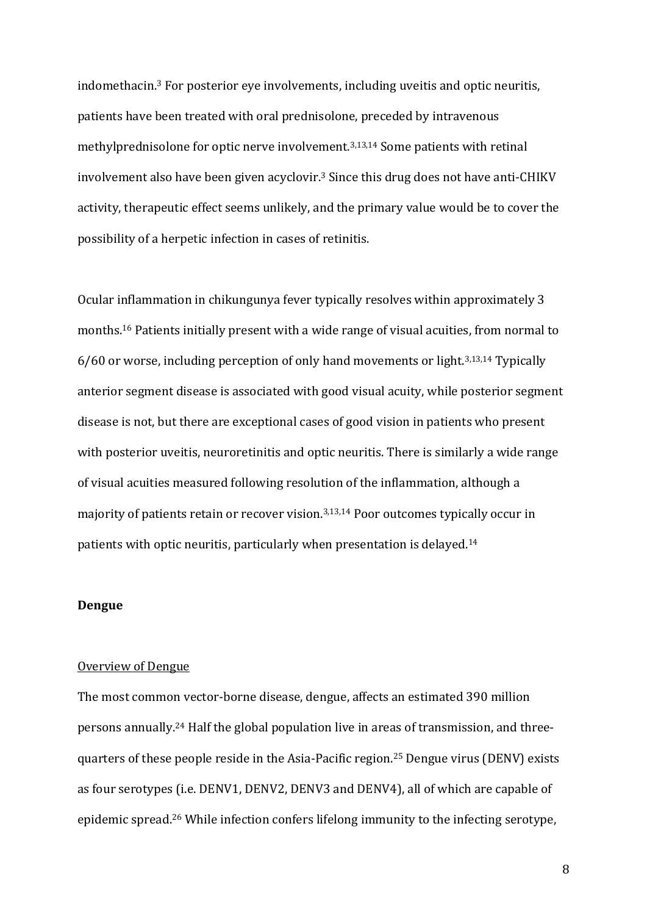indomethacin.[3] For posterior eye involvements, including uveitis and optic neuritis, patients have been treated with oral prednisolone, preceded by intravenous methylprednisolone for optic nerve involvement.[3,13,14] Some patients with retinal involvement also have been given acyclovir.[3] Since this drug does not have anti-CHIKV activity, therapeutic effect seems unlikely, and the primary value would be to cover the possibility of a herpetic infection in cases of retinitis.

Ocular inflammation in chikungunya fever typically resolves within approximately 3 months.[16] Patients initially present with a wide range of visual acuities, from normal to 6/60 or worse, including perception of only hand movements or light.[3,13,14] Typically anterior segment disease is associated with good visual acuity, while posterior segment disease is not, but there are exceptional cases of good vision in patients who present with posterior uveitis, neuroretinitis and optic neuritis. There is similarly a wide range of visual acuities measured following resolution of the inflammation, although a majority of patients retain or recover vision.[3,13,14] Poor outcomes typically occur in patients with optic neuritis, particularly when presentation is delayed.[14]

**Dengue**

Overview of Dengue

The most common vector-borne disease, dengue, affects an estimated 390 million persons annually.[24] Half the global population live in areas of transmission, and three-quarters of these people reside in the Asia-Pacific region.[25] Dengue virus (DENV) exists as four serotypes (i.e. DENV1, DENV2, DENV3 and DENV4), all of which are capable of epidemic spread.[26] While infection confers lifelong immunity to the infecting serotype,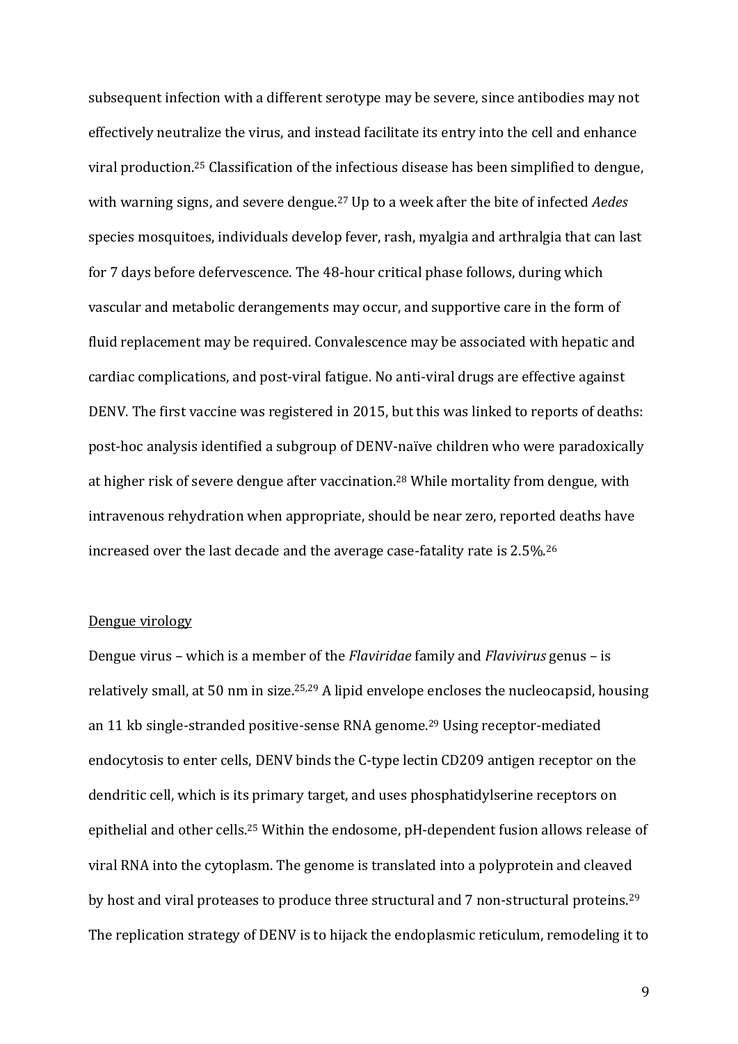subsequent infection with a different serotype may be severe, since antibodies may not effectively neutralize the virus, and instead facilitate its entry into the cell and enhance viral production.[25] Classification of the infectious disease has been simplified to dengue, with warning signs, and severe dengue.[27] Up to a week after the bite of infected *Aedes* species mosquitoes, individuals develop fever, rash, myalgia and arthralgia that can last for 7 days before defervescence. The 48-hour critical phase follows, during which vascular and metabolic derangements may occur, and supportive care in the form of fluid replacement may be required. Convalescence may be associated with hepatic and cardiac complications, and post-viral fatigue. No anti-viral drugs are effective against DENV. The first vaccine was registered in 2015, but this was linked to reports of deaths: post-hoc analysis identified a subgroup of DENV-naïve children who were paradoxically at higher risk of severe dengue after vaccination.[28] While mortality from dengue, with intravenous rehydration when appropriate, should be near zero, reported deaths have increased over the last decade and the average case-fatality rate is 2.5%.[26]

<u>Dengue virology</u>

Dengue virus – which is a member of the *Flaviridae* family and *Flavivirus* genus – is relatively small, at 50 nm in size.[25,29] A lipid envelope encloses the nucleocapsid, housing an 11 kb single-stranded positive-sense RNA genome.[29] Using receptor-mediated endocytosis to enter cells, DENV binds the C-type lectin CD209 antigen receptor on the dendritic cell, which is its primary target, and uses phosphatidylserine receptors on epithelial and other cells.[25] Within the endosome, pH-dependent fusion allows release of viral RNA into the cytoplasm. The genome is translated into a polyprotein and cleaved by host and viral proteases to produce three structural and 7 non-structural proteins.[29] The replication strategy of DENV is to hijack the endoplasmic reticulum, remodeling it to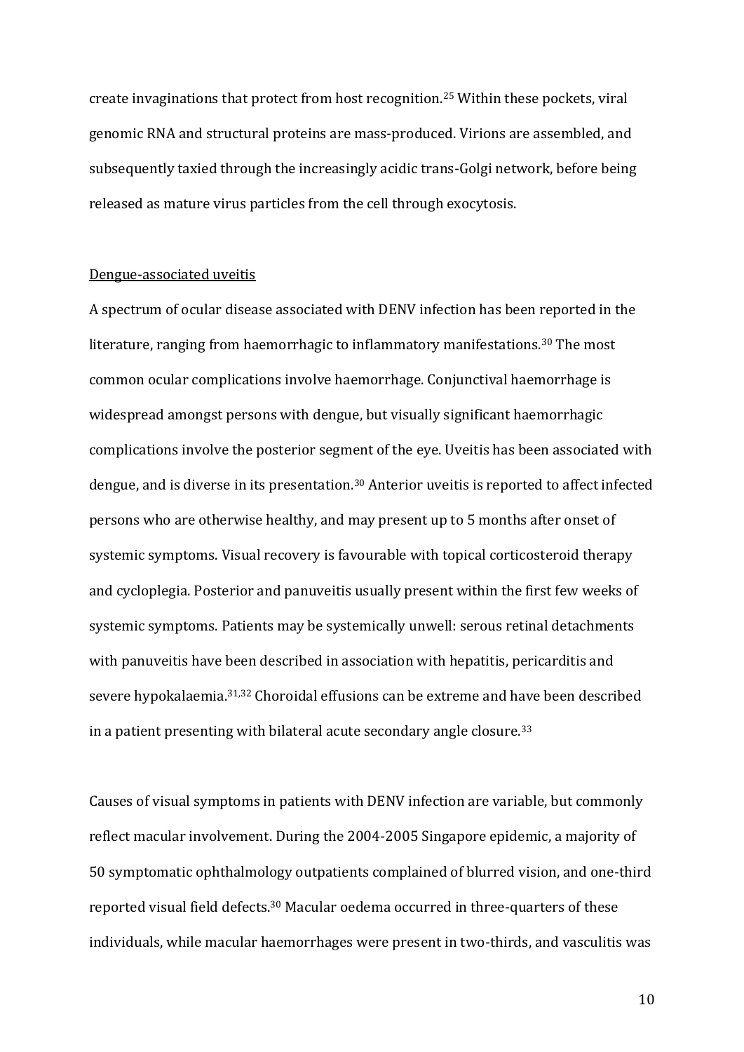create invaginations that protect from host recognition.[25] Within these pockets, viral genomic RNA and structural proteins are mass-produced. Virions are assembled, and subsequently taxied through the increasingly acidic trans-Golgi network, before being released as mature virus particles from the cell through exocytosis.

## Dengue-associated uveitis

A spectrum of ocular disease associated with DENV infection has been reported in the literature, ranging from haemorrhagic to inflammatory manifestations.[30] The most common ocular complications involve haemorrhage. Conjunctival haemorrhage is widespread amongst persons with dengue, but visually significant haemorrhagic complications involve the posterior segment of the eye. Uveitis has been associated with dengue, and is diverse in its presentation.[30] Anterior uveitis is reported to affect infected persons who are otherwise healthy, and may present up to 5 months after onset of systemic symptoms. Visual recovery is favourable with topical corticosteroid therapy and cycloplegia. Posterior and panuveitis usually present within the first few weeks of systemic symptoms. Patients may be systemically unwell: serous retinal detachments with panuveitis have been described in association with hepatitis, pericarditis and severe hypokalaemia.[31,32] Choroidal effusions can be extreme and have been described in a patient presenting with bilateral acute secondary angle closure.[33]

Causes of visual symptoms in patients with DENV infection are variable, but commonly reflect macular involvement. During the 2004-2005 Singapore epidemic, a majority of 50 symptomatic ophthalmology outpatients complained of blurred vision, and one-third reported visual field defects.[30] Macular oedema occurred in three-quarters of these individuals, while macular haemorrhages were present in two-thirds, and vasculitis was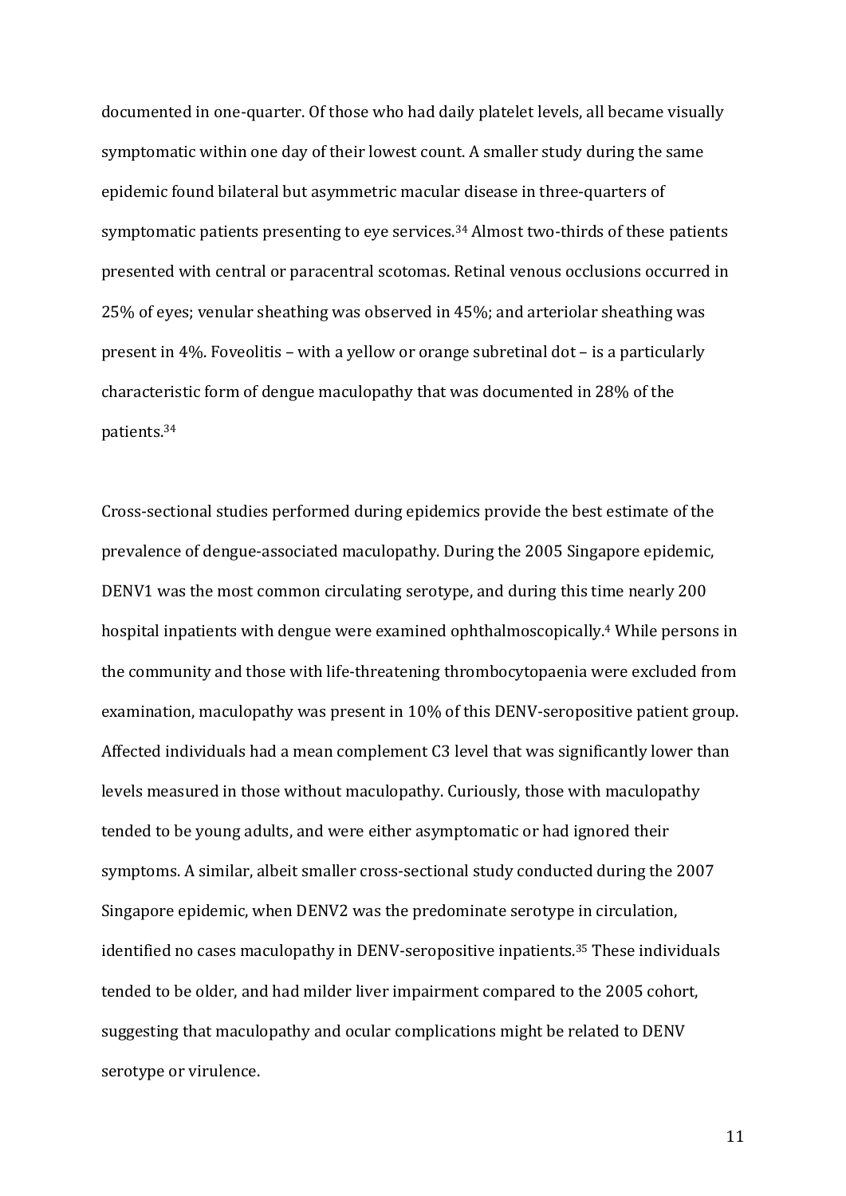documented in one-quarter. Of those who had daily platelet levels, all became visually symptomatic within one day of their lowest count. A smaller study during the same epidemic found bilateral but asymmetric macular disease in three-quarters of symptomatic patients presenting to eye services.[34] Almost two-thirds of these patients presented with central or paracentral scotomas. Retinal venous occlusions occurred in 25% of eyes; venular sheathing was observed in 45%; and arteriolar sheathing was present in 4%. Foveolitis – with a yellow or orange subretinal dot – is a particularly characteristic form of dengue maculopathy that was documented in 28% of the patients.[34]

Cross-sectional studies performed during epidemics provide the best estimate of the prevalence of dengue-associated maculopathy. During the 2005 Singapore epidemic, DENV1 was the most common circulating serotype, and during this time nearly 200 hospital inpatients with dengue were examined ophthalmoscopically.[4] While persons in the community and those with life-threatening thrombocytopaenia were excluded from examination, maculopathy was present in 10% of this DENV-seropositive patient group. Affected individuals had a mean complement C3 level that was significantly lower than levels measured in those without maculopathy. Curiously, those with maculopathy tended to be young adults, and were either asymptomatic or had ignored their symptoms. A similar, albeit smaller cross-sectional study conducted during the 2007 Singapore epidemic, when DENV2 was the predominate serotype in circulation, identified no cases maculopathy in DENV-seropositive inpatients.[35] These individuals tended to be older, and had milder liver impairment compared to the 2005 cohort, suggesting that maculopathy and ocular complications might be related to DENV serotype or virulence.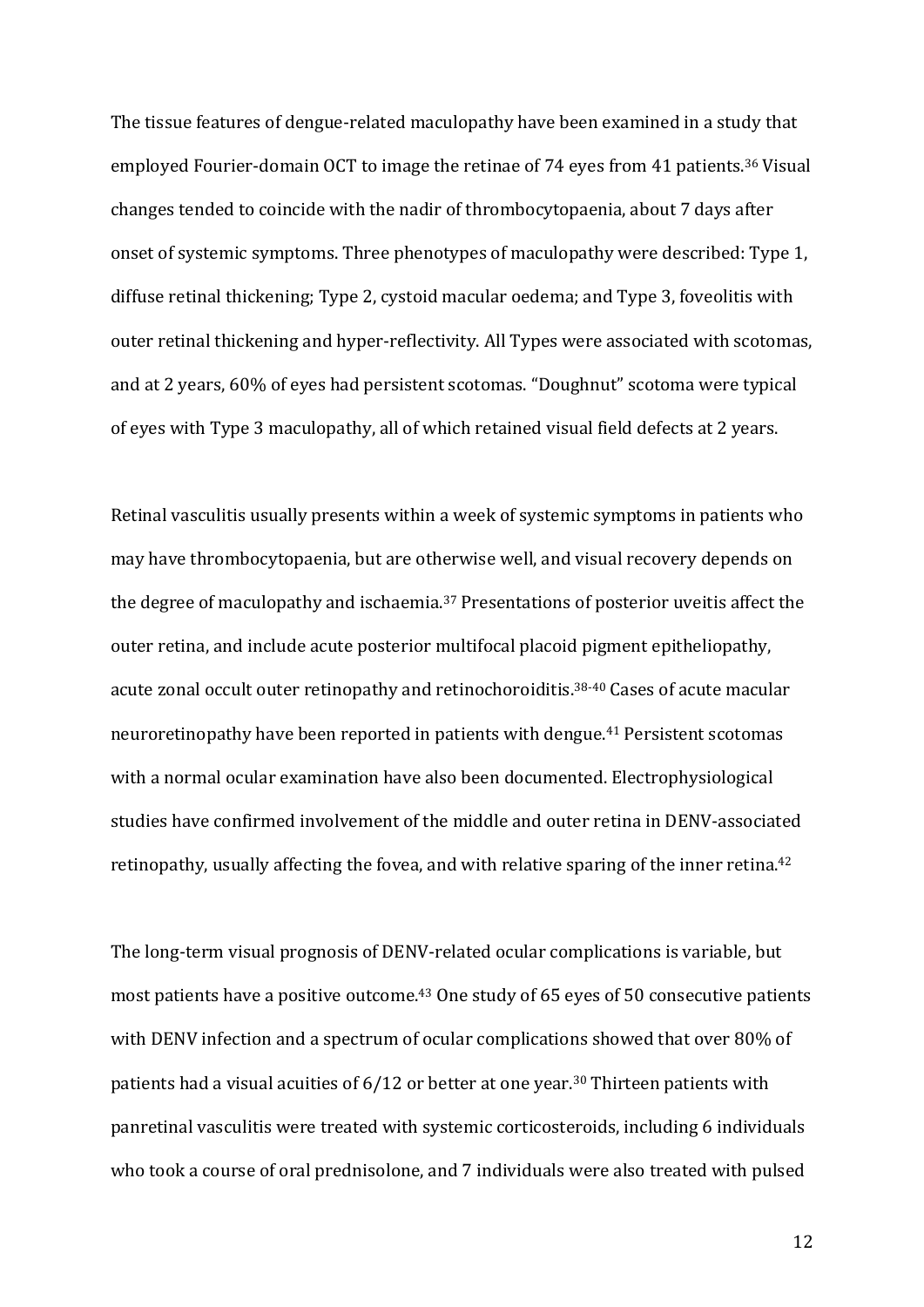The tissue features of dengue-related maculopathy have been examined in a study that employed Fourier-domain OCT to image the retinae of 74 eyes from 41 patients.[36] Visual changes tended to coincide with the nadir of thrombocytopaenia, about 7 days after onset of systemic symptoms. Three phenotypes of maculopathy were described: Type 1, diffuse retinal thickening; Type 2, cystoid macular oedema; and Type 3, foveolitis with outer retinal thickening and hyper-reflectivity. All Types were associated with scotomas, and at 2 years, 60% of eyes had persistent scotomas. "Doughnut" scotoma were typical of eyes with Type 3 maculopathy, all of which retained visual field defects at 2 years.

Retinal vasculitis usually presents within a week of systemic symptoms in patients who may have thrombocytopaenia, but are otherwise well, and visual recovery depends on the degree of maculopathy and ischaemia.[37] Presentations of posterior uveitis affect the outer retina, and include acute posterior multifocal placoid pigment epitheliopathy, acute zonal occult outer retinopathy and retinochoroiditis.[38-40] Cases of acute macular neuroretinopathy have been reported in patients with dengue.[41] Persistent scotomas with a normal ocular examination have also been documented. Electrophysiological studies have confirmed involvement of the middle and outer retina in DENV-associated retinopathy, usually affecting the fovea, and with relative sparing of the inner retina.[42]

The long-term visual prognosis of DENV-related ocular complications is variable, but most patients have a positive outcome.[43] One study of 65 eyes of 50 consecutive patients with DENV infection and a spectrum of ocular complications showed that over 80% of patients had a visual acuities of 6/12 or better at one year.[30] Thirteen patients with panretinal vasculitis were treated with systemic corticosteroids, including 6 individuals who took a course of oral prednisolone, and 7 individuals were also treated with pulsed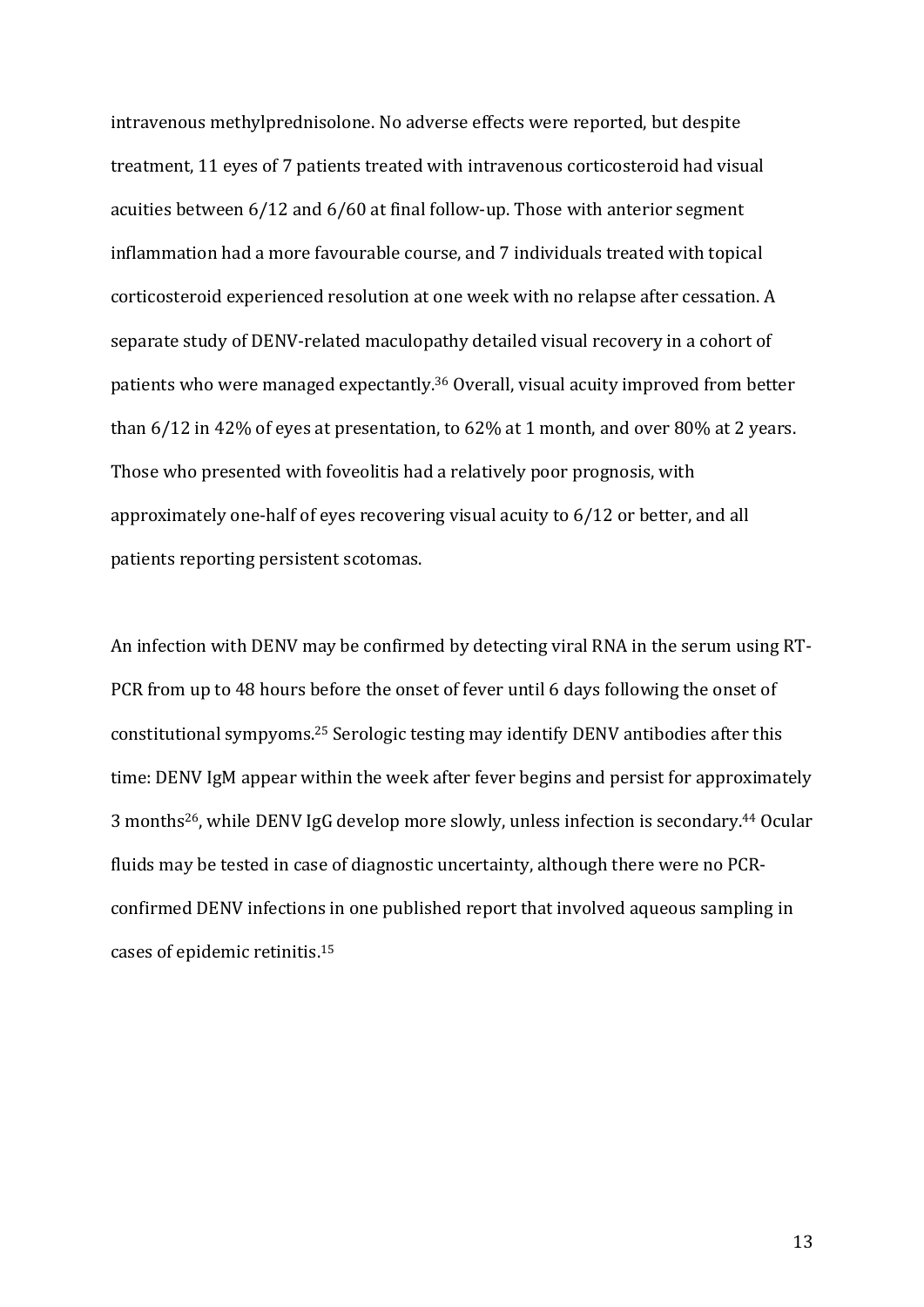intravenous methylprednisolone. No adverse effects were reported, but despite treatment, 11 eyes of 7 patients treated with intravenous corticosteroid had visual acuities between 6/12 and 6/60 at final follow-up. Those with anterior segment inflammation had a more favourable course, and 7 individuals treated with topical corticosteroid experienced resolution at one week with no relapse after cessation. A separate study of DENV-related maculopathy detailed visual recovery in a cohort of patients who were managed expectantly.[36] Overall, visual acuity improved from better than 6/12 in 42% of eyes at presentation, to 62% at 1 month, and over 80% at 2 years. Those who presented with foveolitis had a relatively poor prognosis, with approximately one-half of eyes recovering visual acuity to 6/12 or better, and all patients reporting persistent scotomas.

An infection with DENV may be confirmed by detecting viral RNA in the serum using RT-PCR from up to 48 hours before the onset of fever until 6 days following the onset of constitutional sympyoms.[25] Serologic testing may identify DENV antibodies after this time: DENV IgM appear within the week after fever begins and persist for approximately 3 months[26], while DENV IgG develop more slowly, unless infection is secondary.[44] Ocular fluids may be tested in case of diagnostic uncertainty, although there were no PCR-confirmed DENV infections in one published report that involved aqueous sampling in cases of epidemic retinitis.[15]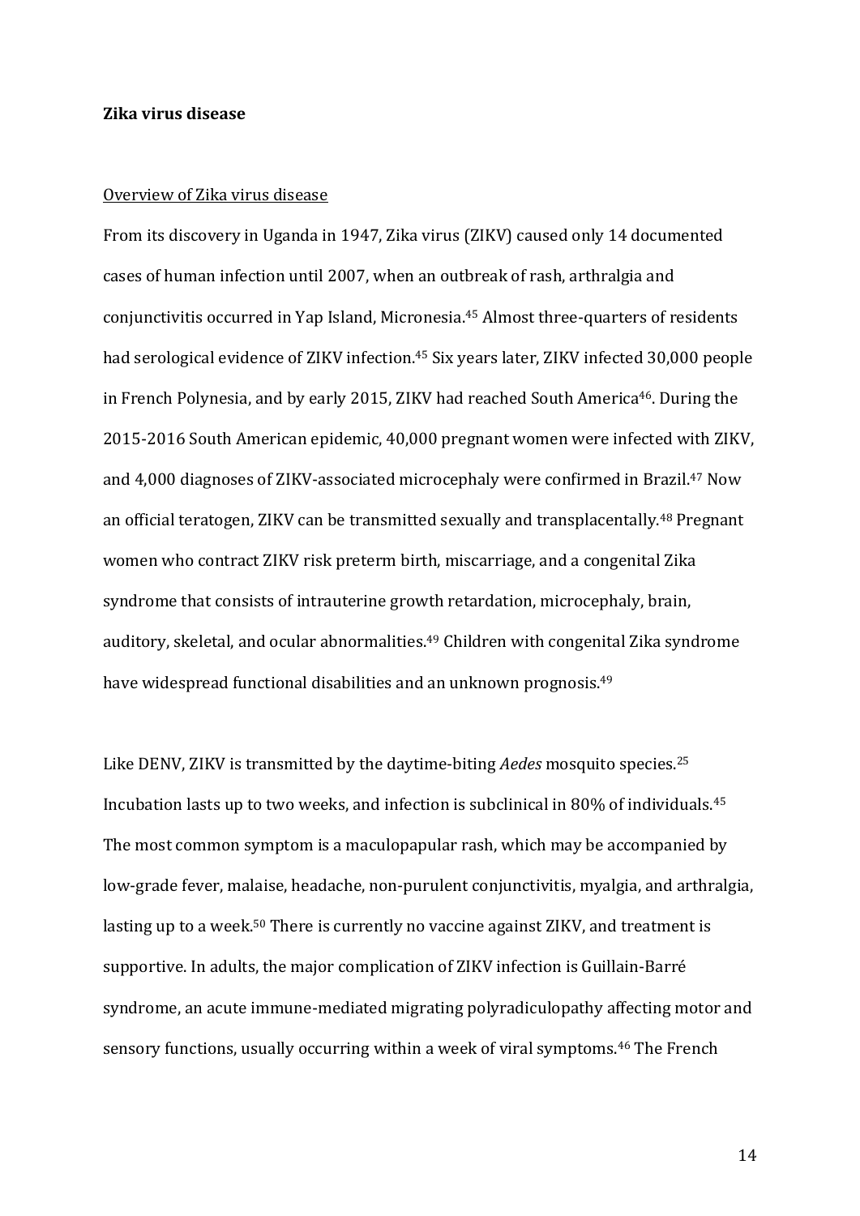## **Zika virus disease**

### Overview of Zika virus disease

From its discovery in Uganda in 1947, Zika virus (ZIKV) caused only 14 documented cases of human infection until 2007, when an outbreak of rash, arthralgia and conjunctivitis occurred in Yap Island, Micronesia.[45] Almost three-quarters of residents had serological evidence of ZIKV infection.[45] Six years later, ZIKV infected 30,000 people in French Polynesia, and by early 2015, ZIKV had reached South America[46]. During the 2015-2016 South American epidemic, 40,000 pregnant women were infected with ZIKV, and 4,000 diagnoses of ZIKV-associated microcephaly were confirmed in Brazil.[47] Now an official teratogen, ZIKV can be transmitted sexually and transplacentally.[48] Pregnant women who contract ZIKV risk preterm birth, miscarriage, and a congenital Zika syndrome that consists of intrauterine growth retardation, microcephaly, brain, auditory, skeletal, and ocular abnormalities.[49] Children with congenital Zika syndrome have widespread functional disabilities and an unknown prognosis.[49]

Like DENV, ZIKV is transmitted by the daytime-biting *Aedes* mosquito species.[25] Incubation lasts up to two weeks, and infection is subclinical in 80% of individuals.[45] The most common symptom is a maculopapular rash, which may be accompanied by low-grade fever, malaise, headache, non-purulent conjunctivitis, myalgia, and arthralgia, lasting up to a week.[50] There is currently no vaccine against ZIKV, and treatment is supportive. In adults, the major complication of ZIKV infection is Guillain-Barré syndrome, an acute immune-mediated migrating polyradiculopathy affecting motor and sensory functions, usually occurring within a week of viral symptoms.[46] The French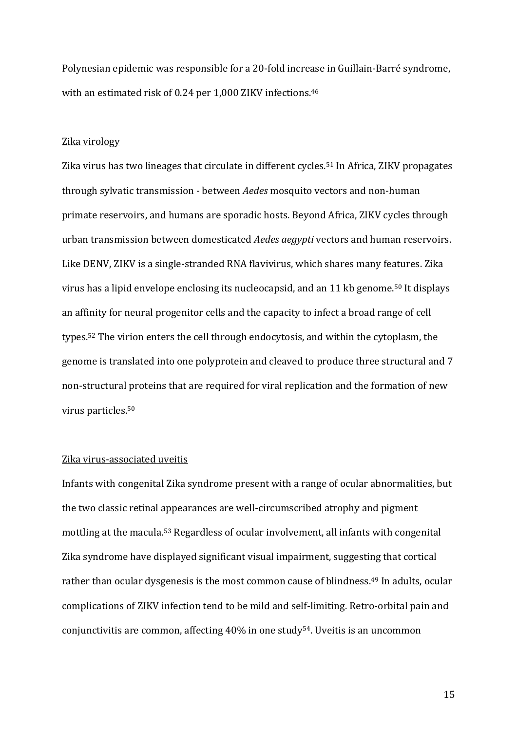Polynesian epidemic was responsible for a 20-fold increase in Guillain-Barré syndrome, with an estimated risk of 0.24 per 1,000 ZIKV infections.[46]

## Zika virology

Zika virus has two lineages that circulate in different cycles.[51] In Africa, ZIKV propagates through sylvatic transmission - between *Aedes* mosquito vectors and non-human primate reservoirs, and humans are sporadic hosts. Beyond Africa, ZIKV cycles through urban transmission between domesticated *Aedes aegypti* vectors and human reservoirs. Like DENV, ZIKV is a single-stranded RNA flavivirus, which shares many features. Zika virus has a lipid envelope enclosing its nucleocapsid, and an 11 kb genome.[50] It displays an affinity for neural progenitor cells and the capacity to infect a broad range of cell types.[52] The virion enters the cell through endocytosis, and within the cytoplasm, the genome is translated into one polyprotein and cleaved to produce three structural and 7 non-structural proteins that are required for viral replication and the formation of new virus particles.[50]

## Zika virus-associated uveitis

Infants with congenital Zika syndrome present with a range of ocular abnormalities, but the two classic retinal appearances are well-circumscribed atrophy and pigment mottling at the macula.[53] Regardless of ocular involvement, all infants with congenital Zika syndrome have displayed significant visual impairment, suggesting that cortical rather than ocular dysgenesis is the most common cause of blindness.[49] In adults, ocular complications of ZIKV infection tend to be mild and self-limiting. Retro-orbital pain and conjunctivitis are common, affecting 40% in one study[54]. Uveitis is an uncommon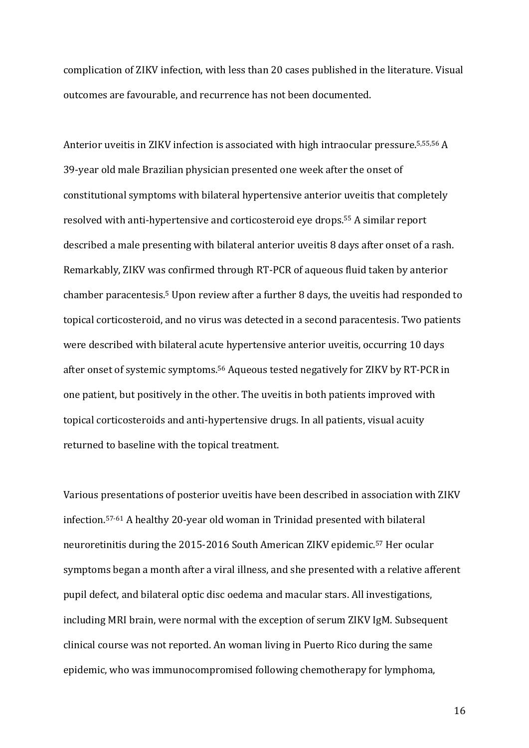complication of ZIKV infection, with less than 20 cases published in the literature. Visual outcomes are favourable, and recurrence has not been documented.

Anterior uveitis in ZIKV infection is associated with high intraocular pressure.[5,55,56] A 39-year old male Brazilian physician presented one week after the onset of constitutional symptoms with bilateral hypertensive anterior uveitis that completely resolved with anti-hypertensive and corticosteroid eye drops.[55] A similar report described a male presenting with bilateral anterior uveitis 8 days after onset of a rash. Remarkably, ZIKV was confirmed through RT-PCR of aqueous fluid taken by anterior chamber paracentesis.[5] Upon review after a further 8 days, the uveitis had responded to topical corticosteroid, and no virus was detected in a second paracentesis. Two patients were described with bilateral acute hypertensive anterior uveitis, occurring 10 days after onset of systemic symptoms.[56] Aqueous tested negatively for ZIKV by RT-PCR in one patient, but positively in the other. The uveitis in both patients improved with topical corticosteroids and anti-hypertensive drugs. In all patients, visual acuity returned to baseline with the topical treatment.

Various presentations of posterior uveitis have been described in association with ZIKV infection.[57-61] A healthy 20-year old woman in Trinidad presented with bilateral neuroretinitis during the 2015-2016 South American ZIKV epidemic.[57] Her ocular symptoms began a month after a viral illness, and she presented with a relative afferent pupil defect, and bilateral optic disc oedema and macular stars. All investigations, including MRI brain, were normal with the exception of serum ZIKV IgM. Subsequent clinical course was not reported. An woman living in Puerto Rico during the same epidemic, who was immunocompromised following chemotherapy for lymphoma,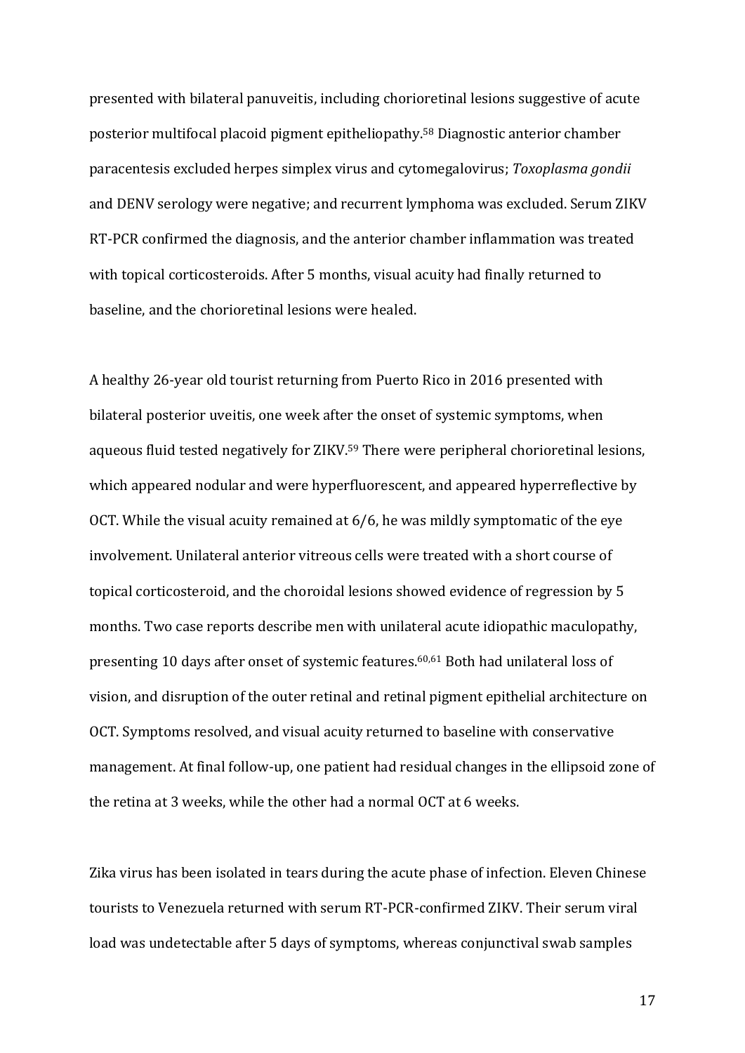presented with bilateral panuveitis, including chorioretinal lesions suggestive of acute posterior multifocal placoid pigment epitheliopathy.[58] Diagnostic anterior chamber paracentesis excluded herpes simplex virus and cytomegalovirus; *Toxoplasma gondii* and DENV serology were negative; and recurrent lymphoma was excluded. Serum ZIKV RT-PCR confirmed the diagnosis, and the anterior chamber inflammation was treated with topical corticosteroids. After 5 months, visual acuity had finally returned to baseline, and the chorioretinal lesions were healed.

A healthy 26-year old tourist returning from Puerto Rico in 2016 presented with bilateral posterior uveitis, one week after the onset of systemic symptoms, when aqueous fluid tested negatively for ZIKV.[59] There were peripheral chorioretinal lesions, which appeared nodular and were hyperfluorescent, and appeared hyperreflective by OCT. While the visual acuity remained at 6/6, he was mildly symptomatic of the eye involvement. Unilateral anterior vitreous cells were treated with a short course of topical corticosteroid, and the choroidal lesions showed evidence of regression by 5 months. Two case reports describe men with unilateral acute idiopathic maculopathy, presenting 10 days after onset of systemic features.[60,61] Both had unilateral loss of vision, and disruption of the outer retinal and retinal pigment epithelial architecture on OCT. Symptoms resolved, and visual acuity returned to baseline with conservative management. At final follow-up, one patient had residual changes in the ellipsoid zone of the retina at 3 weeks, while the other had a normal OCT at 6 weeks.

Zika virus has been isolated in tears during the acute phase of infection. Eleven Chinese tourists to Venezuela returned with serum RT-PCR-confirmed ZIKV. Their serum viral load was undetectable after 5 days of symptoms, whereas conjunctival swab samples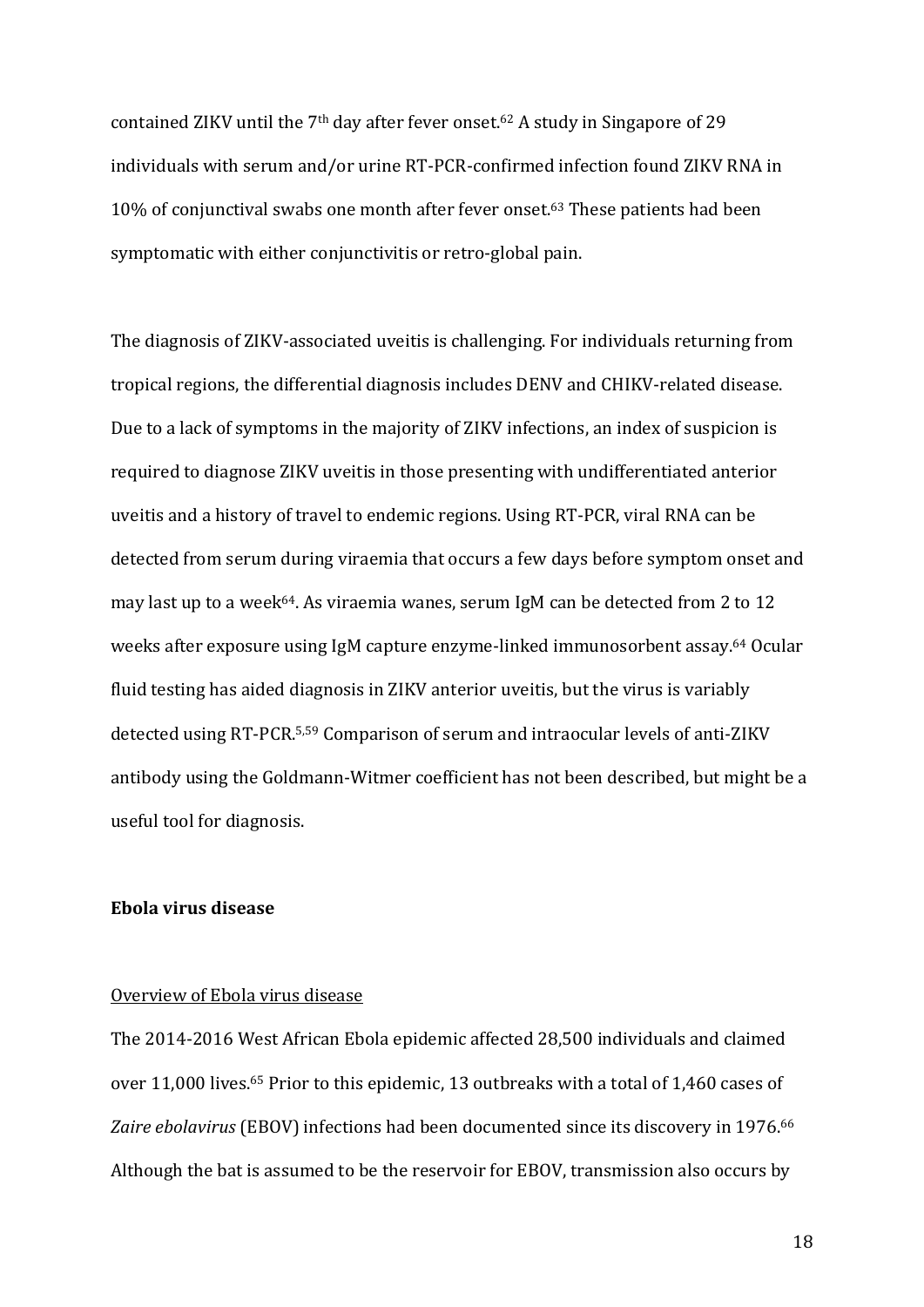contained ZIKV until the 7th day after fever onset.[62] A study in Singapore of 29 individuals with serum and/or urine RT-PCR-confirmed infection found ZIKV RNA in 10% of conjunctival swabs one month after fever onset.[63] These patients had been symptomatic with either conjunctivitis or retro-global pain.

The diagnosis of ZIKV-associated uveitis is challenging. For individuals returning from tropical regions, the differential diagnosis includes DENV and CHIKV-related disease. Due to a lack of symptoms in the majority of ZIKV infections, an index of suspicion is required to diagnose ZIKV uveitis in those presenting with undifferentiated anterior uveitis and a history of travel to endemic regions. Using RT-PCR, viral RNA can be detected from serum during viraemia that occurs a few days before symptom onset and may last up to a week[64]. As viraemia wanes, serum IgM can be detected from 2 to 12 weeks after exposure using IgM capture enzyme-linked immunosorbent assay.[64] Ocular fluid testing has aided diagnosis in ZIKV anterior uveitis, but the virus is variably detected using RT-PCR.[5,59] Comparison of serum and intraocular levels of anti-ZIKV antibody using the Goldmann-Witmer coefficient has not been described, but might be a useful tool for diagnosis.

**Ebola virus disease**

Overview of Ebola virus disease

The 2014-2016 West African Ebola epidemic affected 28,500 individuals and claimed over 11,000 lives.[65] Prior to this epidemic, 13 outbreaks with a total of 1,460 cases of *Zaire ebolavirus* (EBOV) infections had been documented since its discovery in 1976.[66] Although the bat is assumed to be the reservoir for EBOV, transmission also occurs by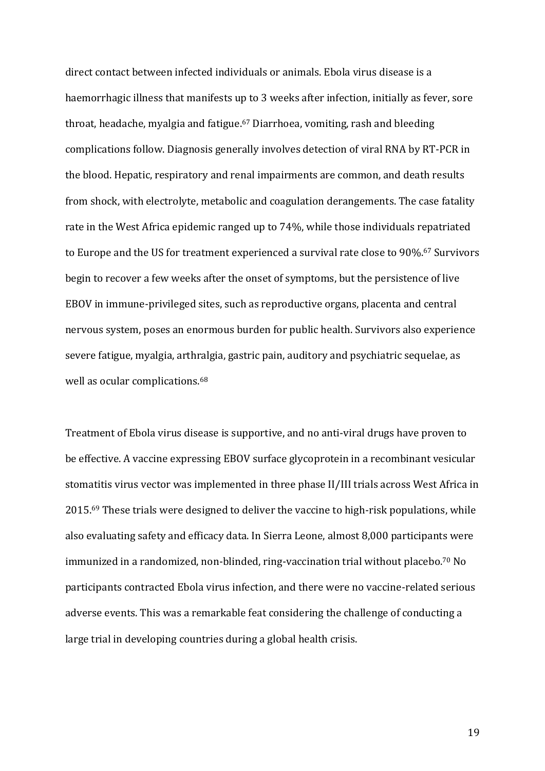direct contact between infected individuals or animals. Ebola virus disease is a haemorrhagic illness that manifests up to 3 weeks after infection, initially as fever, sore throat, headache, myalgia and fatigue.[67] Diarrhoea, vomiting, rash and bleeding complications follow. Diagnosis generally involves detection of viral RNA by RT-PCR in the blood. Hepatic, respiratory and renal impairments are common, and death results from shock, with electrolyte, metabolic and coagulation derangements. The case fatality rate in the West Africa epidemic ranged up to 74%, while those individuals repatriated to Europe and the US for treatment experienced a survival rate close to 90%.[67] Survivors begin to recover a few weeks after the onset of symptoms, but the persistence of live EBOV in immune-privileged sites, such as reproductive organs, placenta and central nervous system, poses an enormous burden for public health. Survivors also experience severe fatigue, myalgia, arthralgia, gastric pain, auditory and psychiatric sequelae, as well as ocular complications.[68]

Treatment of Ebola virus disease is supportive, and no anti-viral drugs have proven to be effective. A vaccine expressing EBOV surface glycoprotein in a recombinant vesicular stomatitis virus vector was implemented in three phase II/III trials across West Africa in 2015.[69] These trials were designed to deliver the vaccine to high-risk populations, while also evaluating safety and efficacy data. In Sierra Leone, almost 8,000 participants were immunized in a randomized, non-blinded, ring-vaccination trial without placebo.[70] No participants contracted Ebola virus infection, and there were no vaccine-related serious adverse events. This was a remarkable feat considering the challenge of conducting a large trial in developing countries during a global health crisis.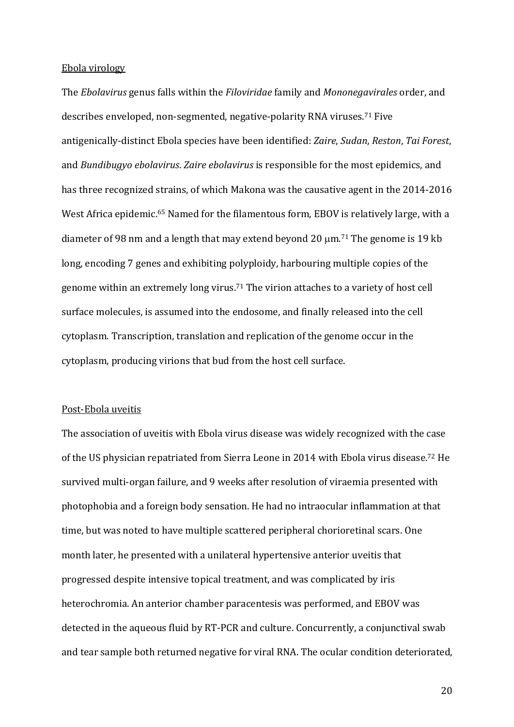## Ebola virology

The *Ebolavirus* genus falls within the *Filoviridae* family and *Mononegavirales* order, and describes enveloped, non-segmented, negative-polarity RNA viruses.[71] Five antigenically-distinct Ebola species have been identified: *Zaire*, *Sudan*, *Reston*, *Tai Forest*, and *Bundibugyo ebolavirus*. *Zaire ebolavirus* is responsible for the most epidemics, and has three recognized strains, of which Makona was the causative agent in the 2014-2016 West Africa epidemic.[65] Named for the filamentous form, EBOV is relatively large, with a diameter of 98 nm and a length that may extend beyond 20 μm.[71] The genome is 19 kb long, encoding 7 genes and exhibiting polyploidy, harbouring multiple copies of the genome within an extremely long virus.[71] The virion attaches to a variety of host cell surface molecules, is assumed into the endosome, and finally released into the cell cytoplasm. Transcription, translation and replication of the genome occur in the cytoplasm, producing virions that bud from the host cell surface.

## Post-Ebola uveitis

The association of uveitis with Ebola virus disease was widely recognized with the case of the US physician repatriated from Sierra Leone in 2014 with Ebola virus disease.[72] He survived multi-organ failure, and 9 weeks after resolution of viraemia presented with photophobia and a foreign body sensation. He had no intraocular inflammation at that time, but was noted to have multiple scattered peripheral chorioretinal scars. One month later, he presented with a unilateral hypertensive anterior uveitis that progressed despite intensive topical treatment, and was complicated by iris heterochromia. An anterior chamber paracentesis was performed, and EBOV was detected in the aqueous fluid by RT-PCR and culture. Concurrently, a conjunctival swab and tear sample both returned negative for viral RNA. The ocular condition deteriorated,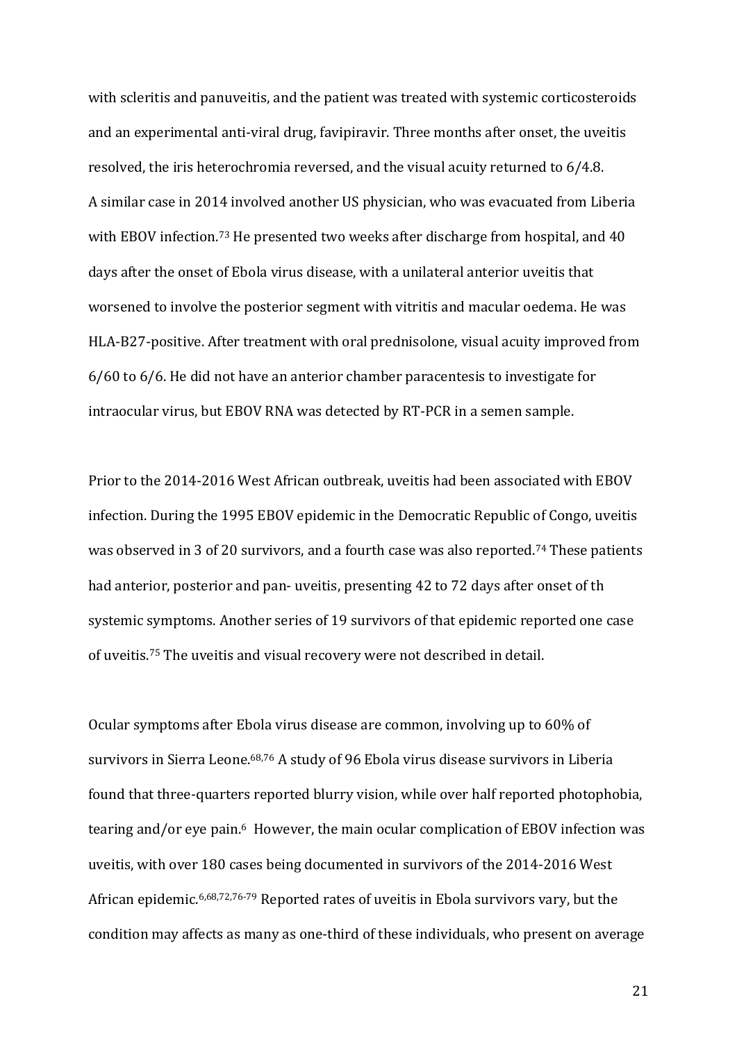with scleritis and panuveitis, and the patient was treated with systemic corticosteroids and an experimental anti-viral drug, favipiravir. Three months after onset, the uveitis resolved, the iris heterochromia reversed, and the visual acuity returned to 6/4.8.
A similar case in 2014 involved another US physician, who was evacuated from Liberia with EBOV infection.[73] He presented two weeks after discharge from hospital, and 40 days after the onset of Ebola virus disease, with a unilateral anterior uveitis that worsened to involve the posterior segment with vitritis and macular oedema. He was HLA-B27-positive. After treatment with oral prednisolone, visual acuity improved from 6/60 to 6/6. He did not have an anterior chamber paracentesis to investigate for intraocular virus, but EBOV RNA was detected by RT-PCR in a semen sample.

Prior to the 2014-2016 West African outbreak, uveitis had been associated with EBOV infection. During the 1995 EBOV epidemic in the Democratic Republic of Congo, uveitis was observed in 3 of 20 survivors, and a fourth case was also reported.[74] These patients had anterior, posterior and pan- uveitis, presenting 42 to 72 days after onset of th systemic symptoms. Another series of 19 survivors of that epidemic reported one case of uveitis.[75] The uveitis and visual recovery were not described in detail.

Ocular symptoms after Ebola virus disease are common, involving up to 60% of survivors in Sierra Leone.[68,76] A study of 96 Ebola virus disease survivors in Liberia found that three-quarters reported blurry vision, while over half reported photophobia, tearing and/or eye pain.[6] However, the main ocular complication of EBOV infection was uveitis, with over 180 cases being documented in survivors of the 2014-2016 West African epidemic.[6,68,72,76-79] Reported rates of uveitis in Ebola survivors vary, but the condition may affects as many as one-third of these individuals, who present on average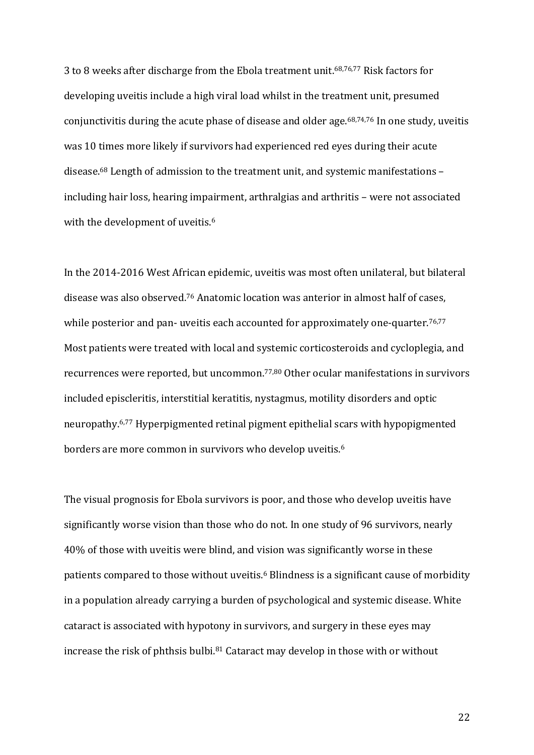3 to 8 weeks after discharge from the Ebola treatment unit.[68,76,77] Risk factors for developing uveitis include a high viral load whilst in the treatment unit, presumed conjunctivitis during the acute phase of disease and older age.[68,74,76] In one study, uveitis was 10 times more likely if survivors had experienced red eyes during their acute disease.[68] Length of admission to the treatment unit, and systemic manifestations – including hair loss, hearing impairment, arthralgias and arthritis – were not associated with the development of uveitis.[6]

In the 2014-2016 West African epidemic, uveitis was most often unilateral, but bilateral disease was also observed.[76] Anatomic location was anterior in almost half of cases, while posterior and pan- uveitis each accounted for approximately one-quarter.[76,77] Most patients were treated with local and systemic corticosteroids and cycloplegia, and recurrences were reported, but uncommon.[77,80] Other ocular manifestations in survivors included episcleritis, interstitial keratitis, nystagmus, motility disorders and optic neuropathy.[6,77] Hyperpigmented retinal pigment epithelial scars with hypopigmented borders are more common in survivors who develop uveitis.[6]

The visual prognosis for Ebola survivors is poor, and those who develop uveitis have significantly worse vision than those who do not. In one study of 96 survivors, nearly 40% of those with uveitis were blind, and vision was significantly worse in these patients compared to those without uveitis.[6] Blindness is a significant cause of morbidity in a population already carrying a burden of psychological and systemic disease. White cataract is associated with hypotony in survivors, and surgery in these eyes may increase the risk of phthsis bulbi.[81] Cataract may develop in those with or without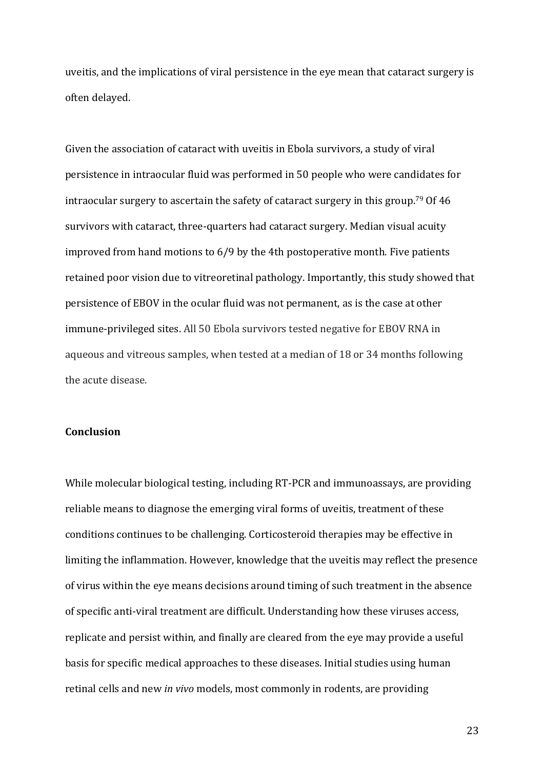uveitis, and the implications of viral persistence in the eye mean that cataract surgery is often delayed.

Given the association of cataract with uveitis in Ebola survivors, a study of viral persistence in intraocular fluid was performed in 50 people who were candidates for intraocular surgery to ascertain the safety of cataract surgery in this group.[79] Of 46 survivors with cataract, three-quarters had cataract surgery. Median visual acuity improved from hand motions to 6/9 by the 4th postoperative month. Five patients retained poor vision due to vitreoretinal pathology. Importantly, this study showed that persistence of EBOV in the ocular fluid was not permanent, as is the case at other immune-privileged sites. All 50 Ebola survivors tested negative for EBOV RNA in aqueous and vitreous samples, when tested at a median of 18 or 34 months following the acute disease.

**Conclusion**

While molecular biological testing, including RT-PCR and immunoassays, are providing reliable means to diagnose the emerging viral forms of uveitis, treatment of these conditions continues to be challenging. Corticosteroid therapies may be effective in limiting the inflammation. However, knowledge that the uveitis may reflect the presence of virus within the eye means decisions around timing of such treatment in the absence of specific anti-viral treatment are difficult. Understanding how these viruses access, replicate and persist within, and finally are cleared from the eye may provide a useful basis for specific medical approaches to these diseases. Initial studies using human retinal cells and new *in vivo* models, most commonly in rodents, are providing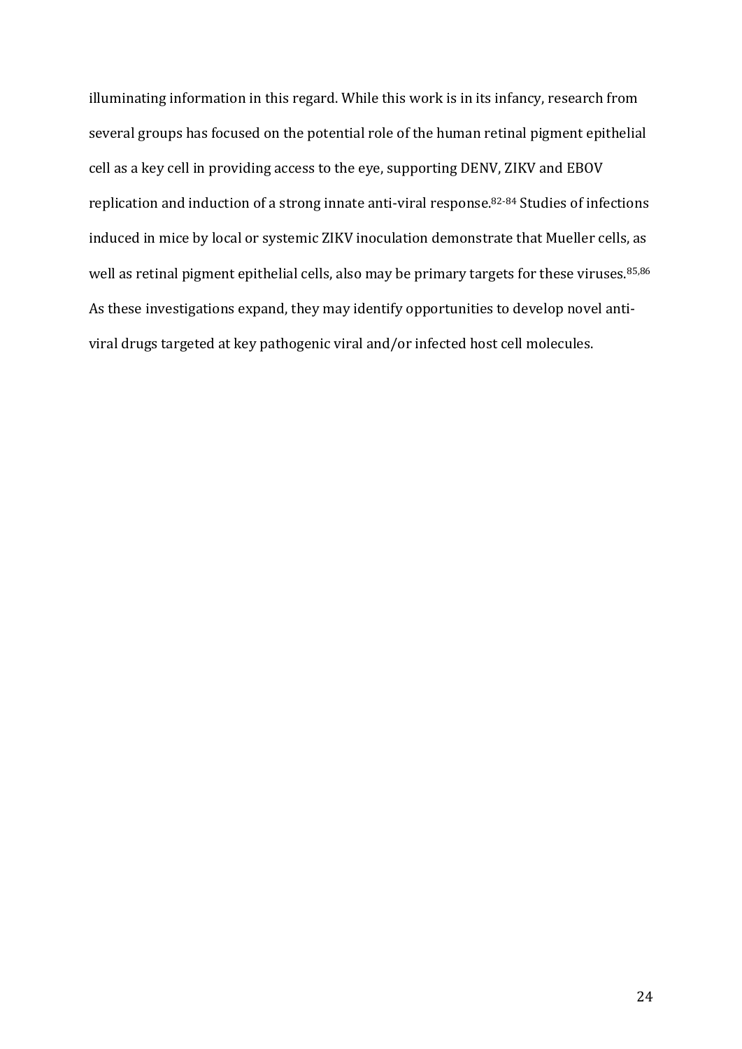illuminating information in this regard. While this work is in its infancy, research from several groups has focused on the potential role of the human retinal pigment epithelial cell as a key cell in providing access to the eye, supporting DENV, ZIKV and EBOV replication and induction of a strong innate anti-viral response.[82-84] Studies of infections induced in mice by local or systemic ZIKV inoculation demonstrate that Mueller cells, as well as retinal pigment epithelial cells, also may be primary targets for these viruses.[85,86] As these investigations expand, they may identify opportunities to develop novel anti-viral drugs targeted at key pathogenic viral and/or infected host cell molecules.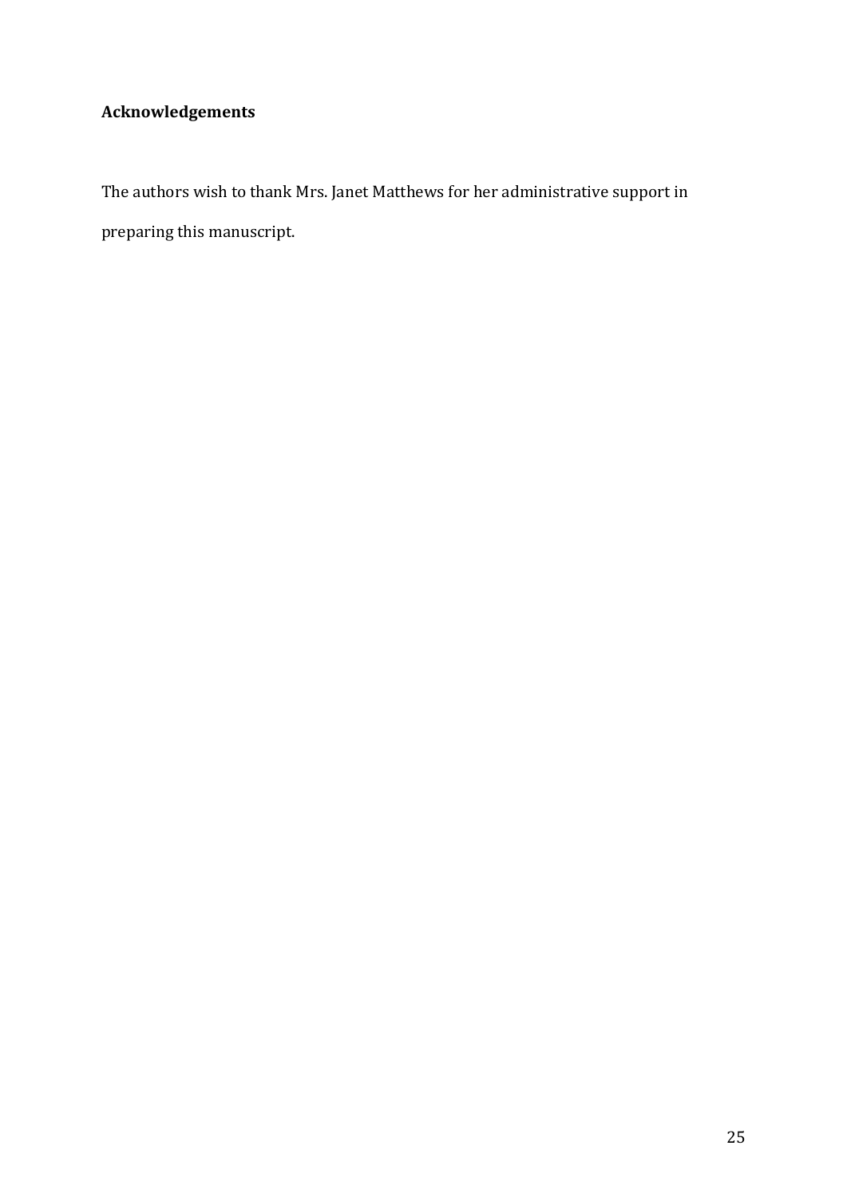## Acknowledgements

The authors wish to thank Mrs. Janet Matthews for her administrative support in preparing this manuscript.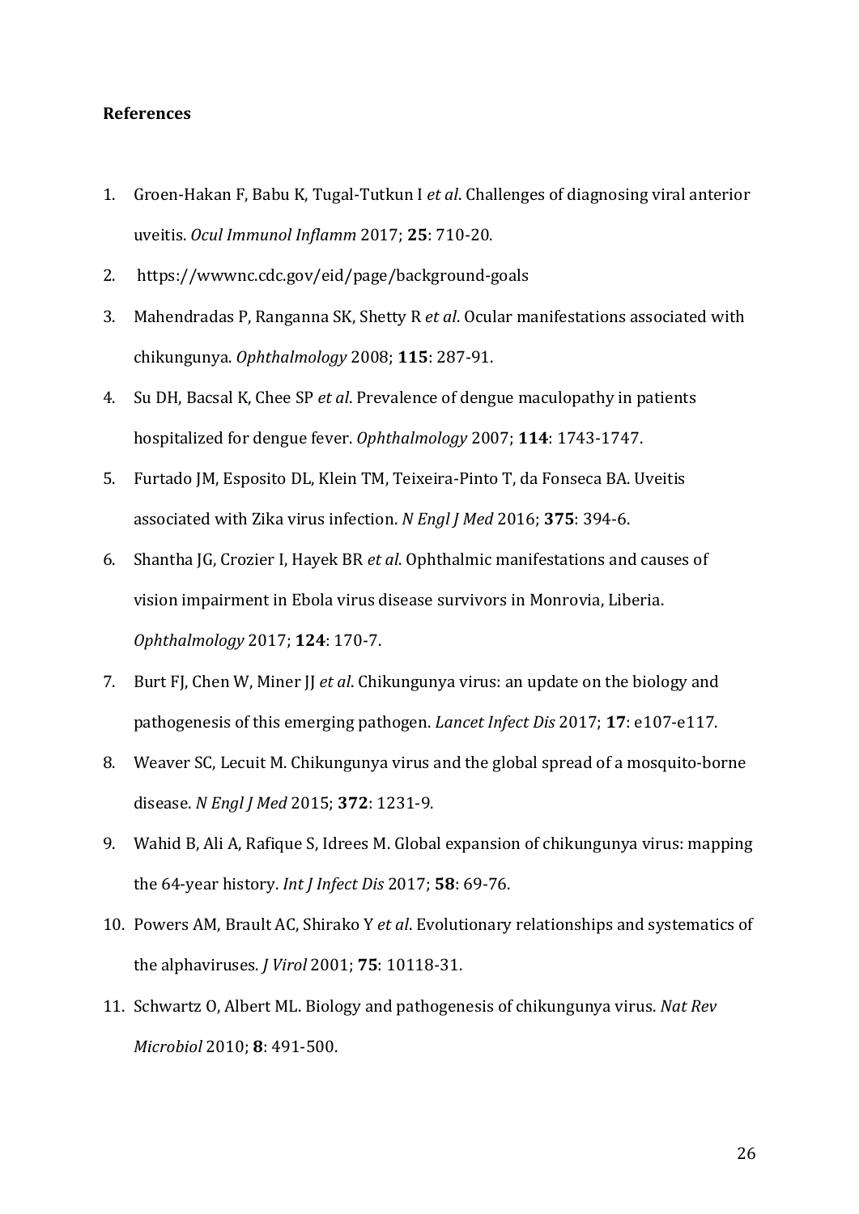**References**

1. Groen-Hakan F, Babu K, Tugal-Tutkun I *et al*. Challenges of diagnosing viral anterior uveitis. *Ocul Immunol Inflamm* 2017; **25**: 710-20.
2. https://wwwnc.cdc.gov/eid/page/background-goals
3. Mahendradas P, Ranganna SK, Shetty R *et al*. Ocular manifestations associated with chikungunya. *Ophthalmology* 2008; **115**: 287-91.
4. Su DH, Bacsal K, Chee SP *et al*. Prevalence of dengue maculopathy in patients hospitalized for dengue fever. *Ophthalmology* 2007; **114**: 1743-1747.
5. Furtado JM, Esposito DL, Klein TM, Teixeira-Pinto T, da Fonseca BA. Uveitis associated with Zika virus infection. *N Engl J Med* 2016; **375**: 394-6.
6. Shantha JG, Crozier I, Hayek BR *et al*. Ophthalmic manifestations and causes of vision impairment in Ebola virus disease survivors in Monrovia, Liberia. *Ophthalmology* 2017; **124**: 170-7.
7. Burt FJ, Chen W, Miner JJ *et al*. Chikungunya virus: an update on the biology and pathogenesis of this emerging pathogen. *Lancet Infect Dis* 2017; **17**: e107-e117.
8. Weaver SC, Lecuit M. Chikungunya virus and the global spread of a mosquito-borne disease. *N Engl J Med* 2015; **372**: 1231-9.
9. Wahid B, Ali A, Rafique S, Idrees M. Global expansion of chikungunya virus: mapping the 64-year history. *Int J Infect Dis* 2017; **58**: 69-76.
10. Powers AM, Brault AC, Shirako Y *et al*. Evolutionary relationships and systematics of the alphaviruses. *J Virol* 2001; **75**: 10118-31.
11. Schwartz O, Albert ML. Biology and pathogenesis of chikungunya virus. *Nat Rev Microbiol* 2010; **8**: 491-500.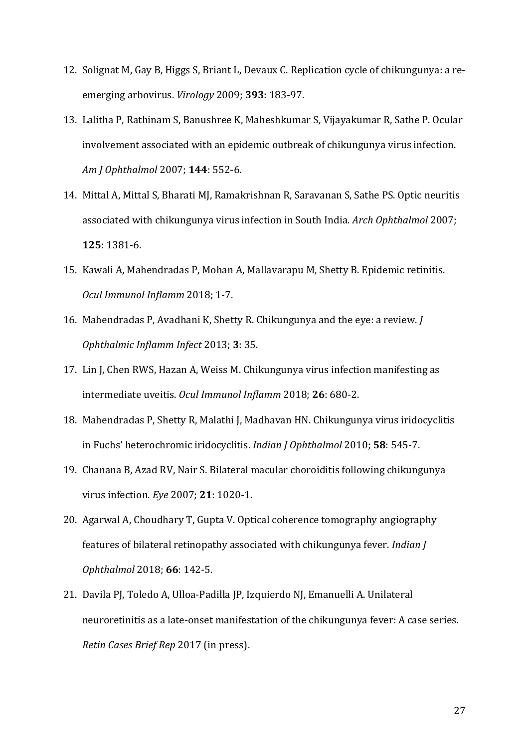12. Solignat M, Gay B, Higgs S, Briant L, Devaux C. Replication cycle of chikungunya: a re-emerging arbovirus. *Virology* 2009; **393**: 183-97.
13. Lalitha P, Rathinam S, Banushree K, Maheshkumar S, Vijayakumar R, Sathe P. Ocular involvement associated with an epidemic outbreak of chikungunya virus infection. *Am J Ophthalmol* 2007; **144**: 552-6.
14. Mittal A, Mittal S, Bharati MJ, Ramakrishnan R, Saravanan S, Sathe PS. Optic neuritis associated with chikungunya virus infection in South India. *Arch Ophthalmol* 2007; **125**: 1381-6.
15. Kawali A, Mahendradas P, Mohan A, Mallavarapu M, Shetty B. Epidemic retinitis. *Ocul Immunol Inflamm* 2018; 1-7.
16. Mahendradas P, Avadhani K, Shetty R. Chikungunya and the eye: a review. *J Ophthalmic Inflamm Infect* 2013; **3**: 35.
17. Lin J, Chen RWS, Hazan A, Weiss M. Chikungunya virus infection manifesting as intermediate uveitis. *Ocul Immunol Inflamm* 2018; **26**: 680-2.
18. Mahendradas P, Shetty R, Malathi J, Madhavan HN. Chikungunya virus iridocyclitis in Fuchs' heterochromic iridocyclitis. *Indian J Ophthalmol* 2010; **58**: 545-7.
19. Chanana B, Azad RV, Nair S. Bilateral macular choroiditis following chikungunya virus infection. *Eye* 2007; **21**: 1020-1.
20. Agarwal A, Choudhary T, Gupta V. Optical coherence tomography angiography features of bilateral retinopathy associated with chikungunya fever. *Indian J Ophthalmol* 2018; **66**: 142-5.
21. Davila PJ, Toledo A, Ulloa-Padilla JP, Izquierdo NJ, Emanuelli A. Unilateral neuroretinitis as a late-onset manifestation of the chikungunya fever: A case series. *Retin Cases Brief Rep* 2017 (in press).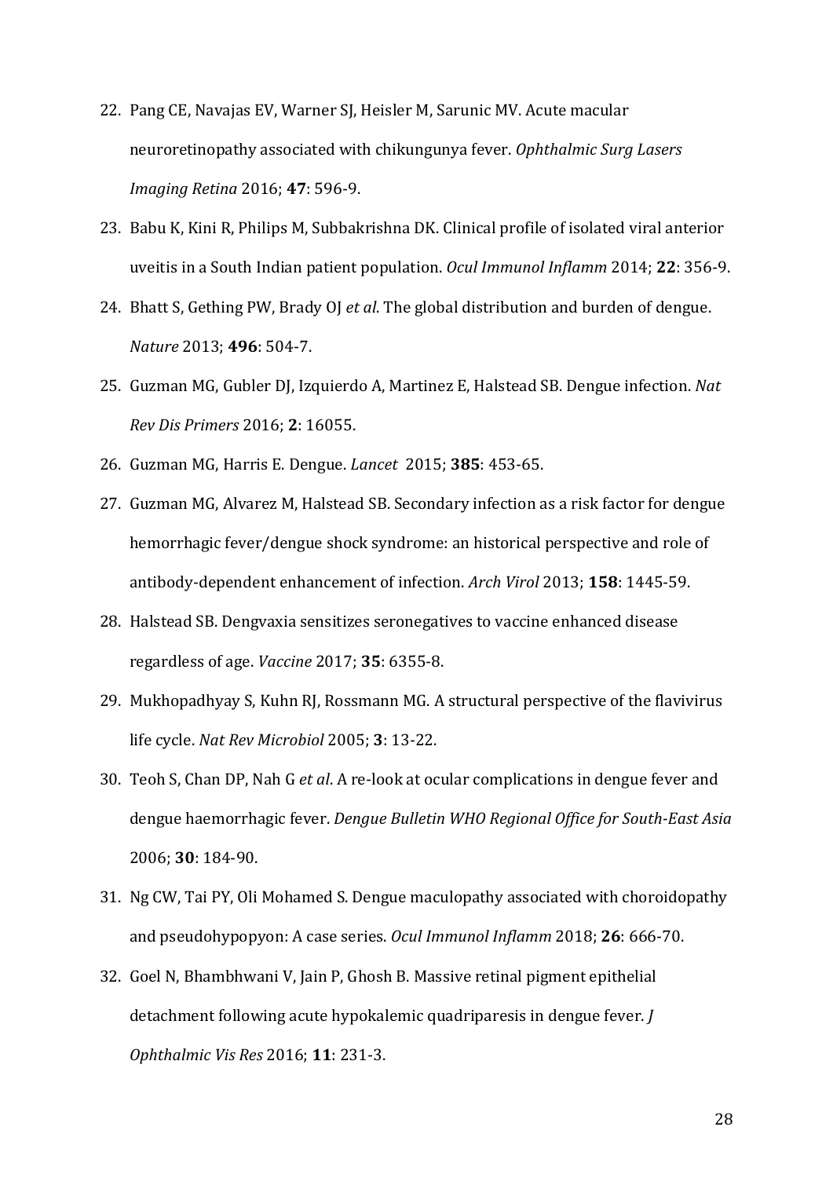22. Pang CE, Navajas EV, Warner SJ, Heisler M, Sarunic MV. Acute macular neuroretinopathy associated with chikungunya fever. *Ophthalmic Surg Lasers Imaging Retina* 2016; **47**: 596-9.
23. Babu K, Kini R, Philips M, Subbakrishna DK. Clinical profile of isolated viral anterior uveitis in a South Indian patient population. *Ocul Immunol Inflamm* 2014; **22**: 356-9.
24. Bhatt S, Gething PW, Brady OJ *et al*. The global distribution and burden of dengue. *Nature* 2013; **496**: 504-7.
25. Guzman MG, Gubler DJ, Izquierdo A, Martinez E, Halstead SB. Dengue infection. *Nat Rev Dis Primers* 2016; **2**: 16055.
26. Guzman MG, Harris E. Dengue. *Lancet* 2015; **385**: 453-65.
27. Guzman MG, Alvarez M, Halstead SB. Secondary infection as a risk factor for dengue hemorrhagic fever/dengue shock syndrome: an historical perspective and role of antibody-dependent enhancement of infection. *Arch Virol* 2013; **158**: 1445-59.
28. Halstead SB. Dengvaxia sensitizes seronegatives to vaccine enhanced disease regardless of age. *Vaccine* 2017; **35**: 6355-8.
29. Mukhopadhyay S, Kuhn RJ, Rossmann MG. A structural perspective of the flavivirus life cycle. *Nat Rev Microbiol* 2005; **3**: 13-22.
30. Teoh S, Chan DP, Nah G *et al*. A re-look at ocular complications in dengue fever and dengue haemorrhagic fever. *Dengue Bulletin WHO Regional Office for South-East Asia* 2006; **30**: 184-90.
31. Ng CW, Tai PY, Oli Mohamed S. Dengue maculopathy associated with choroidopathy and pseudohypopyon: A case series. *Ocul Immunol Inflamm* 2018; **26**: 666-70.
32. Goel N, Bhambhwani V, Jain P, Ghosh B. Massive retinal pigment epithelial detachment following acute hypokalemic quadriparesis in dengue fever. *J Ophthalmic Vis Res* 2016; **11**: 231-3.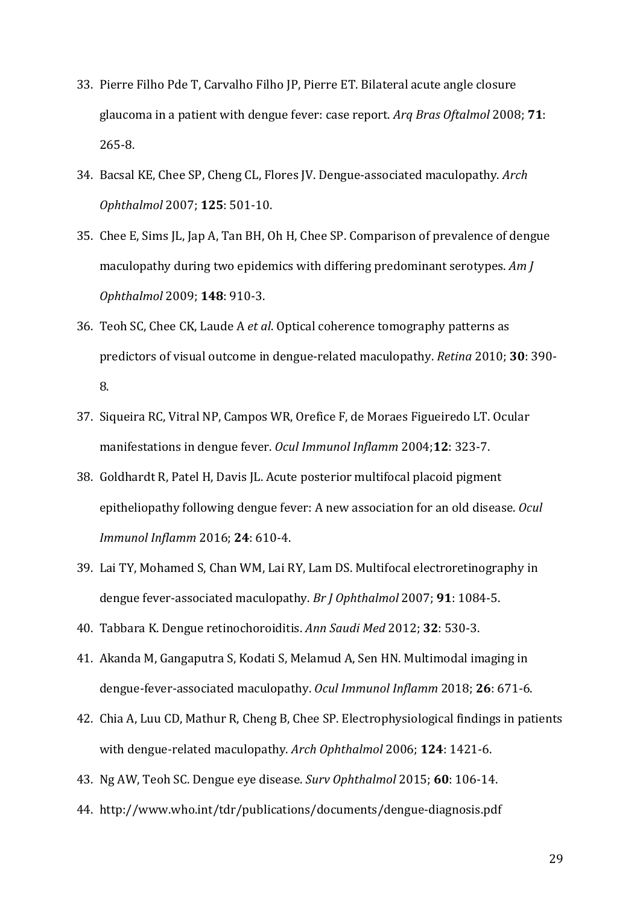33. Pierre Filho Pde T, Carvalho Filho JP, Pierre ET. Bilateral acute angle closure glaucoma in a patient with dengue fever: case report. *Arq Bras Oftalmol* 2008; **71**: 265-8.
34. Bacsal KE, Chee SP, Cheng CL, Flores JV. Dengue-associated maculopathy. *Arch Ophthalmol* 2007; **125**: 501-10.
35. Chee E, Sims JL, Jap A, Tan BH, Oh H, Chee SP. Comparison of prevalence of dengue maculopathy during two epidemics with differing predominant serotypes. *Am J Ophthalmol* 2009; **148**: 910-3.
36. Teoh SC, Chee CK, Laude A *et al*. Optical coherence tomography patterns as predictors of visual outcome in dengue-related maculopathy. *Retina* 2010; **30**: 390-8.
37. Siqueira RC, Vitral NP, Campos WR, Orefice F, de Moraes Figueiredo LT. Ocular manifestations in dengue fever. *Ocul Immunol Inflamm* 2004;**12**: 323-7.
38. Goldhardt R, Patel H, Davis JL. Acute posterior multifocal placoid pigment epitheliopathy following dengue fever: A new association for an old disease. *Ocul Immunol Inflamm* 2016; **24**: 610-4.
39. Lai TY, Mohamed S, Chan WM, Lai RY, Lam DS. Multifocal electroretinography in dengue fever-associated maculopathy. *Br J Ophthalmol* 2007; **91**: 1084-5.
40. Tabbara K. Dengue retinochoroiditis. *Ann Saudi Med* 2012; **32**: 530-3.
41. Akanda M, Gangaputra S, Kodati S, Melamud A, Sen HN. Multimodal imaging in dengue-fever-associated maculopathy. *Ocul Immunol Inflamm* 2018; **26**: 671-6.
42. Chia A, Luu CD, Mathur R, Cheng B, Chee SP. Electrophysiological findings in patients with dengue-related maculopathy. *Arch Ophthalmol* 2006; **124**: 1421-6.
43. Ng AW, Teoh SC. Dengue eye disease. *Surv Ophthalmol* 2015; **60**: 106-14.
44. http://www.who.int/tdr/publications/documents/dengue-diagnosis.pdf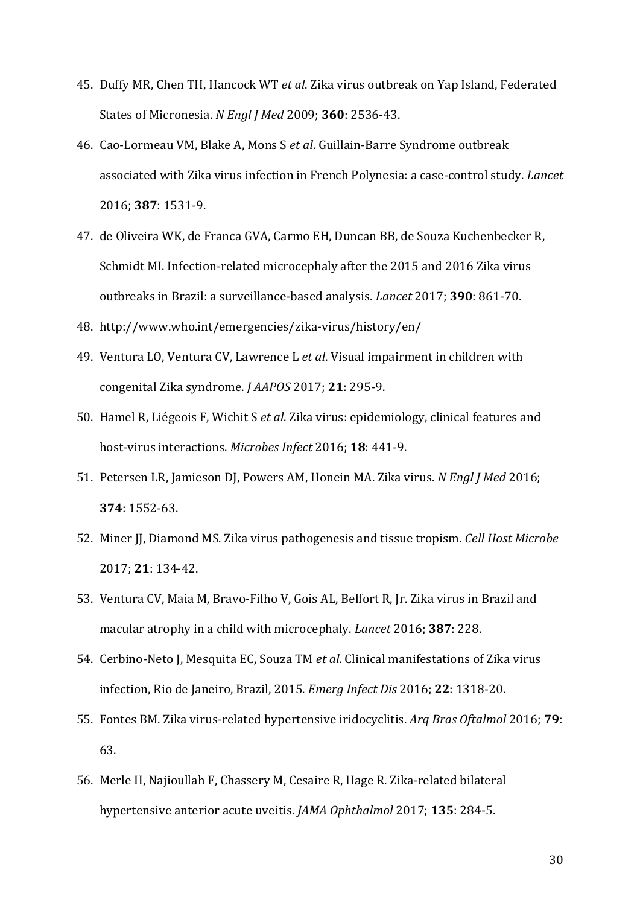45. Duffy MR, Chen TH, Hancock WT *et al*. Zika virus outbreak on Yap Island, Federated States of Micronesia. *N Engl J Med* 2009; **360**: 2536-43.
46. Cao-Lormeau VM, Blake A, Mons S *et al*. Guillain-Barre Syndrome outbreak associated with Zika virus infection in French Polynesia: a case-control study. *Lancet* 2016; **387**: 1531-9.
47. de Oliveira WK, de Franca GVA, Carmo EH, Duncan BB, de Souza Kuchenbecker R, Schmidt MI. Infection-related microcephaly after the 2015 and 2016 Zika virus outbreaks in Brazil: a surveillance-based analysis. *Lancet* 2017; **390**: 861-70.
48. http://www.who.int/emergencies/zika-virus/history/en/
49. Ventura LO, Ventura CV, Lawrence L *et al*. Visual impairment in children with congenital Zika syndrome. *J AAPOS* 2017; **21**: 295-9.
50. Hamel R, Liégeois F, Wichit S *et al*. Zika virus: epidemiology, clinical features and host-virus interactions. *Microbes Infect* 2016; **18**: 441-9.
51. Petersen LR, Jamieson DJ, Powers AM, Honein MA. Zika virus. *N Engl J Med* 2016; **374**: 1552-63.
52. Miner JJ, Diamond MS. Zika virus pathogenesis and tissue tropism. *Cell Host Microbe* 2017; **21**: 134-42.
53. Ventura CV, Maia M, Bravo-Filho V, Gois AL, Belfort R, Jr. Zika virus in Brazil and macular atrophy in a child with microcephaly. *Lancet* 2016; **387**: 228.
54. Cerbino-Neto J, Mesquita EC, Souza TM *et al*. Clinical manifestations of Zika virus infection, Rio de Janeiro, Brazil, 2015. *Emerg Infect Dis* 2016; **22**: 1318-20.
55. Fontes BM. Zika virus-related hypertensive iridocyclitis. *Arq Bras Oftalmol* 2016; **79**: 63.
56. Merle H, Najioullah F, Chassery M, Cesaire R, Hage R. Zika-related bilateral hypertensive anterior acute uveitis. *JAMA Ophthalmol* 2017; **135**: 284-5.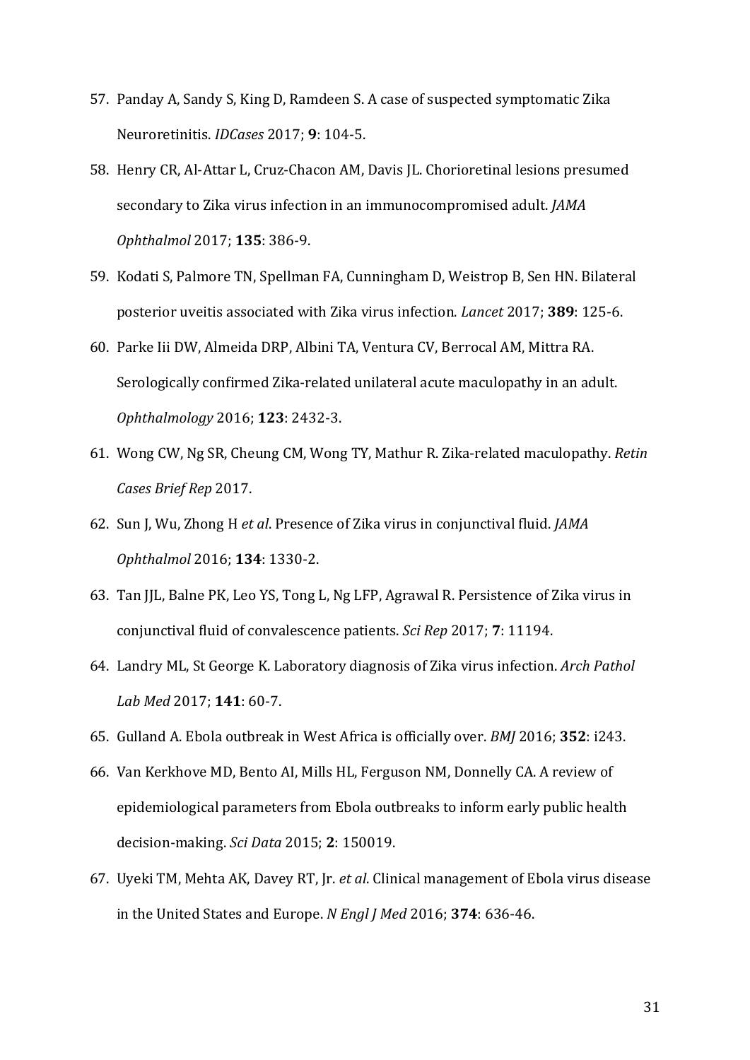57. Panday A, Sandy S, King D, Ramdeen S. A case of suspected symptomatic Zika Neuroretinitis. *IDCases* 2017; **9**: 104-5.
58. Henry CR, Al-Attar L, Cruz-Chacon AM, Davis JL. Chorioretinal lesions presumed secondary to Zika virus infection in an immunocompromised adult. *JAMA Ophthalmol* 2017; **135**: 386-9.
59. Kodati S, Palmore TN, Spellman FA, Cunningham D, Weistrop B, Sen HN. Bilateral posterior uveitis associated with Zika virus infection. *Lancet* 2017; **389**: 125-6.
60. Parke Iii DW, Almeida DRP, Albini TA, Ventura CV, Berrocal AM, Mittra RA. Serologically confirmed Zika-related unilateral acute maculopathy in an adult. *Ophthalmology* 2016; **123**: 2432-3.
61. Wong CW, Ng SR, Cheung CM, Wong TY, Mathur R. Zika-related maculopathy. *Retin Cases Brief Rep* 2017.
62. Sun J, Wu, Zhong H *et al*. Presence of Zika virus in conjunctival fluid. *JAMA Ophthalmol* 2016; **134**: 1330-2.
63. Tan JJL, Balne PK, Leo YS, Tong L, Ng LFP, Agrawal R. Persistence of Zika virus in conjunctival fluid of convalescence patients. *Sci Rep* 2017; **7**: 11194.
64. Landry ML, St George K. Laboratory diagnosis of Zika virus infection. *Arch Pathol Lab Med* 2017; **141**: 60-7.
65. Gulland A. Ebola outbreak in West Africa is officially over. *BMJ* 2016; **352**: i243.
66. Van Kerkhove MD, Bento AI, Mills HL, Ferguson NM, Donnelly CA. A review of epidemiological parameters from Ebola outbreaks to inform early public health decision-making. *Sci Data* 2015; **2**: 150019.
67. Uyeki TM, Mehta AK, Davey RT, Jr. *et al*. Clinical management of Ebola virus disease in the United States and Europe. *N Engl J Med* 2016; **374**: 636-46.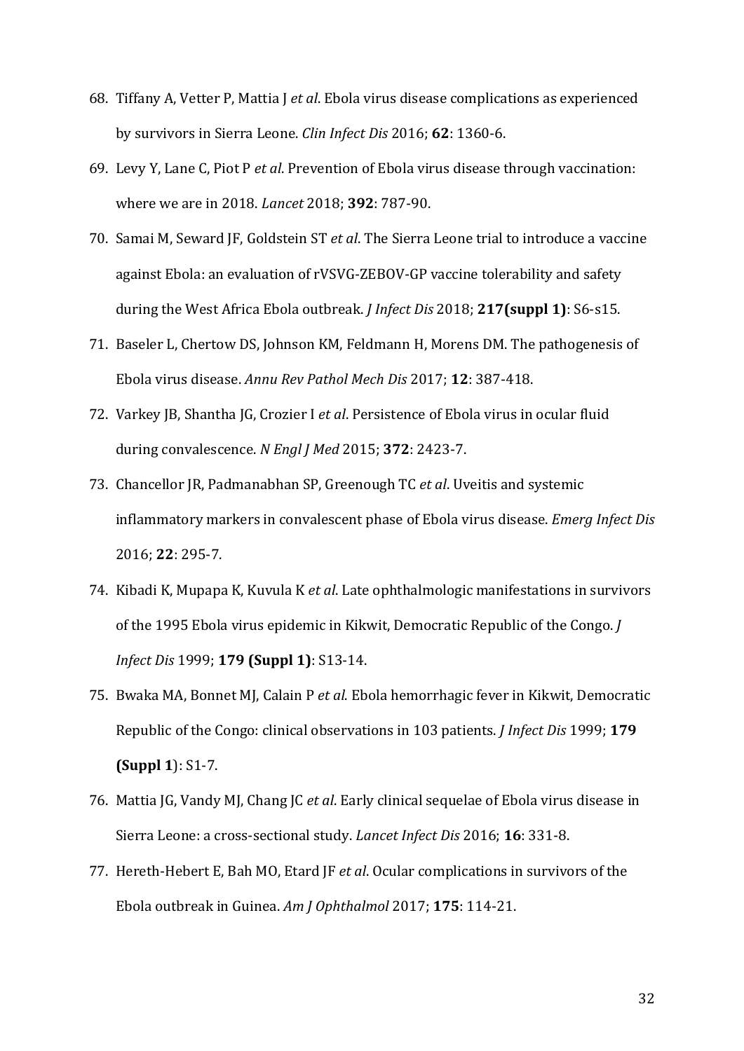68. Tiffany A, Vetter P, Mattia J *et al*. Ebola virus disease complications as experienced by survivors in Sierra Leone. *Clin Infect Dis* 2016; **62**: 1360-6.
69. Levy Y, Lane C, Piot P *et al*. Prevention of Ebola virus disease through vaccination: where we are in 2018. *Lancet* 2018; **392**: 787-90.
70. Samai M, Seward JF, Goldstein ST *et al*. The Sierra Leone trial to introduce a vaccine against Ebola: an evaluation of rVSVG-ZEBOV-GP vaccine tolerability and safety during the West Africa Ebola outbreak. *J Infect Dis* 2018; **217(suppl 1)**: S6-s15.
71. Baseler L, Chertow DS, Johnson KM, Feldmann H, Morens DM. The pathogenesis of Ebola virus disease. *Annu Rev Pathol Mech Dis* 2017; **12**: 387-418.
72. Varkey JB, Shantha JG, Crozier I *et al*. Persistence of Ebola virus in ocular fluid during convalescence. *N Engl J Med* 2015; **372**: 2423-7.
73. Chancellor JR, Padmanabhan SP, Greenough TC *et al*. Uveitis and systemic inflammatory markers in convalescent phase of Ebola virus disease. *Emerg Infect Dis* 2016; **22**: 295-7.
74. Kibadi K, Mupapa K, Kuvula K *et al*. Late ophthalmologic manifestations in survivors of the 1995 Ebola virus epidemic in Kikwit, Democratic Republic of the Congo. *J Infect Dis* 1999; **179 (Suppl 1)**: S13-14.
75. Bwaka MA, Bonnet MJ, Calain P *et al.* Ebola hemorrhagic fever in Kikwit, Democratic Republic of the Congo: clinical observations in 103 patients. *J Infect Dis* 1999; **179 (Suppl 1**): S1-7.
76. Mattia JG, Vandy MJ, Chang JC *et al*. Early clinical sequelae of Ebola virus disease in Sierra Leone: a cross-sectional study. *Lancet Infect Dis* 2016; **16**: 331-8.
77. Hereth-Hebert E, Bah MO, Etard JF *et al*. Ocular complications in survivors of the Ebola outbreak in Guinea. *Am J Ophthalmol* 2017; **175**: 114-21.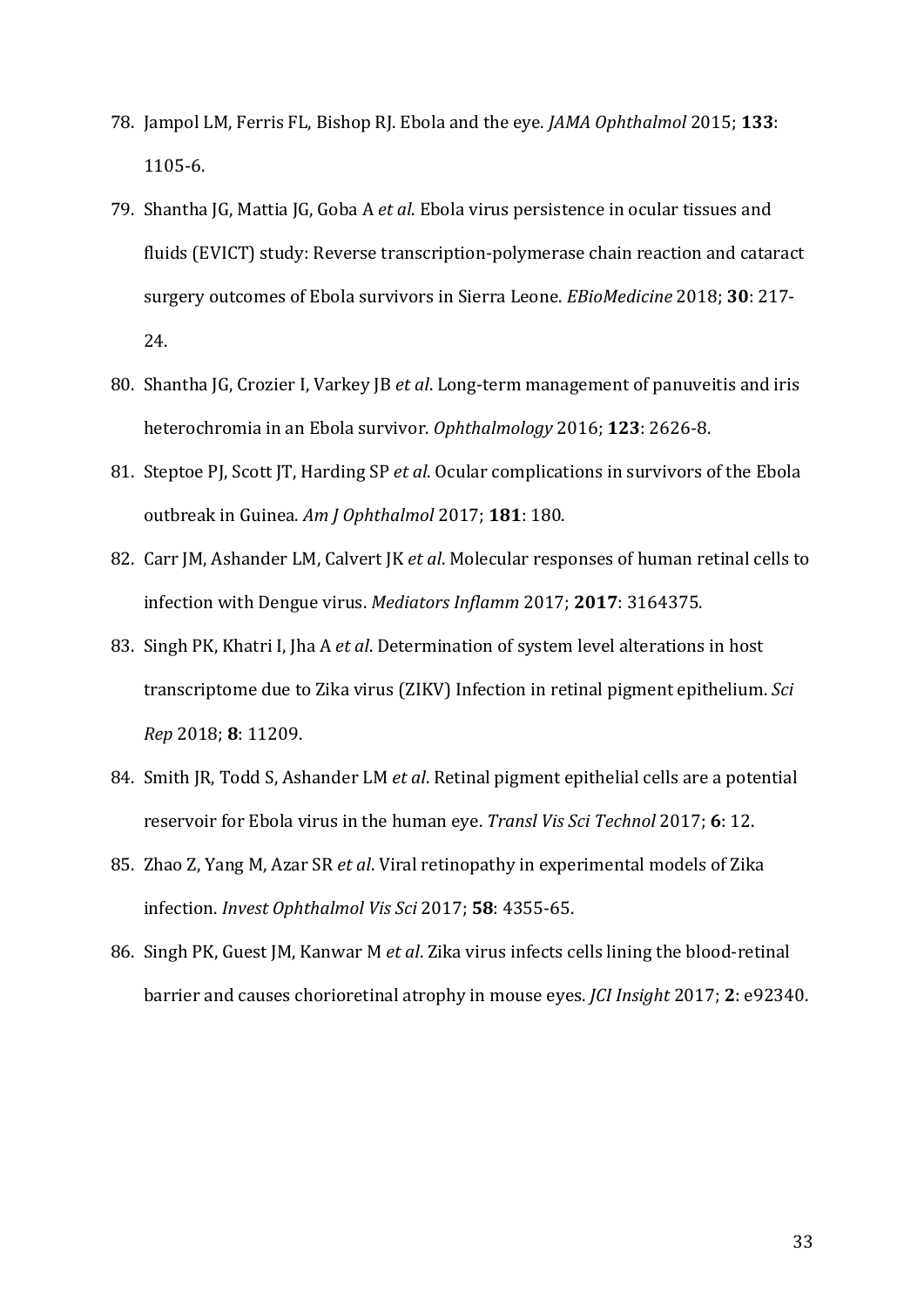78. Jampol LM, Ferris FL, Bishop RJ. Ebola and the eye. *JAMA Ophthalmol* 2015; **133**: 1105-6.
79. Shantha JG, Mattia JG, Goba A *et al*. Ebola virus persistence in ocular tissues and fluids (EVICT) study: Reverse transcription-polymerase chain reaction and cataract surgery outcomes of Ebola survivors in Sierra Leone. *EBioMedicine* 2018; **30**: 217-24.
80. Shantha JG, Crozier I, Varkey JB *et al*. Long-term management of panuveitis and iris heterochromia in an Ebola survivor. *Ophthalmology* 2016; **123**: 2626-8.
81. Steptoe PJ, Scott JT, Harding SP *et al*. Ocular complications in survivors of the Ebola outbreak in Guinea. *Am J Ophthalmol* 2017; **181**: 180.
82. Carr JM, Ashander LM, Calvert JK *et al*. Molecular responses of human retinal cells to infection with Dengue virus. *Mediators Inflamm* 2017; **2017**: 3164375.
83. Singh PK, Khatri I, Jha A *et al*. Determination of system level alterations in host transcriptome due to Zika virus (ZIKV) Infection in retinal pigment epithelium. *Sci Rep* 2018; **8**: 11209.
84. Smith JR, Todd S, Ashander LM *et al*. Retinal pigment epithelial cells are a potential reservoir for Ebola virus in the human eye. *Transl Vis Sci Technol* 2017; **6**: 12.
85. Zhao Z, Yang M, Azar SR *et al*. Viral retinopathy in experimental models of Zika infection. *Invest Ophthalmol Vis Sci* 2017; **58**: 4355-65.
86. Singh PK, Guest JM, Kanwar M *et al*. Zika virus infects cells lining the blood-retinal barrier and causes chorioretinal atrophy in mouse eyes. *JCI Insight* 2017; **2**: e92340.